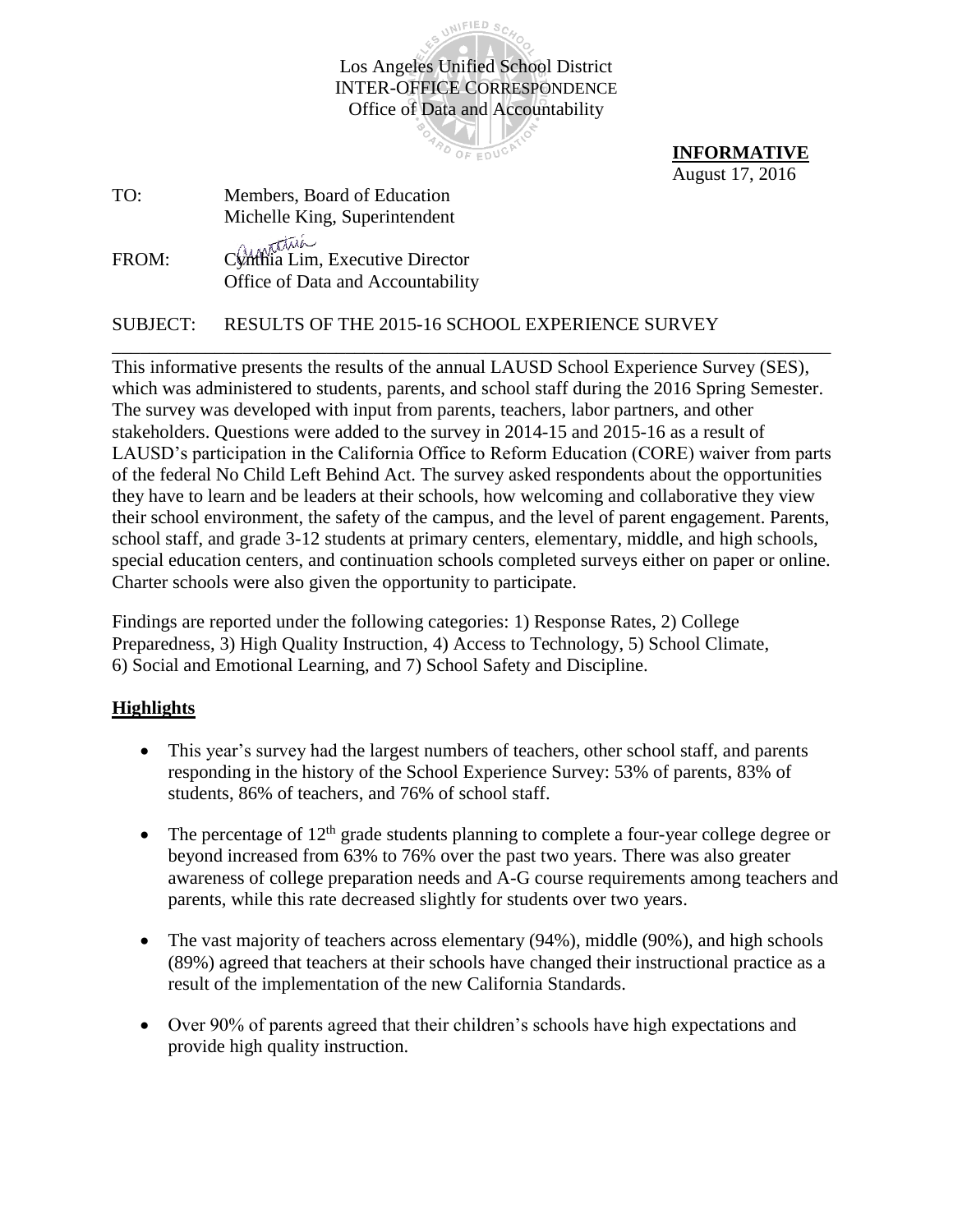Los Angeles Unified School District
INTER-OFFICE CORRESPONDENCE
Office of Data and Accountability

**INFORMATIVE**
August 17, 2016

TO: Members, Board of Education
Michelle King, Superintendent

FROM: Cynthia Lim, Executive Director
Office of Data and Accountability

SUBJECT: RESULTS OF THE 2015-16 SCHOOL EXPERIENCE SURVEY

---

This informative presents the results of the annual LAUSD School Experience Survey (SES), which was administered to students, parents, and school staff during the 2016 Spring Semester. The survey was developed with input from parents, teachers, labor partners, and other stakeholders. Questions were added to the survey in 2014-15 and 2015-16 as a result of LAUSD's participation in the California Office to Reform Education (CORE) waiver from parts of the federal No Child Left Behind Act. The survey asked respondents about the opportunities they have to learn and be leaders at their schools, how welcoming and collaborative they view their school environment, the safety of the campus, and the level of parent engagement. Parents, school staff, and grade 3-12 students at primary centers, elementary, middle, and high schools, special education centers, and continuation schools completed surveys either on paper or online. Charter schools were also given the opportunity to participate.

Findings are reported under the following categories: 1) Response Rates, 2) College Preparedness, 3) High Quality Instruction, 4) Access to Technology, 5) School Climate, 6) Social and Emotional Learning, and 7) School Safety and Discipline.

## Highlights

- This year's survey had the largest numbers of teachers, other school staff, and parents responding in the history of the School Experience Survey: 53% of parents, 83% of students, 86% of teachers, and 76% of school staff.

- The percentage of 12th grade students planning to complete a four-year college degree or beyond increased from 63% to 76% over the past two years. There was also greater awareness of college preparation needs and A-G course requirements among teachers and parents, while this rate decreased slightly for students over two years.

- The vast majority of teachers across elementary (94%), middle (90%), and high schools (89%) agreed that teachers at their schools have changed their instructional practice as a result of the implementation of the new California Standards.

- Over 90% of parents agreed that their children's schools have high expectations and provide high quality instruction.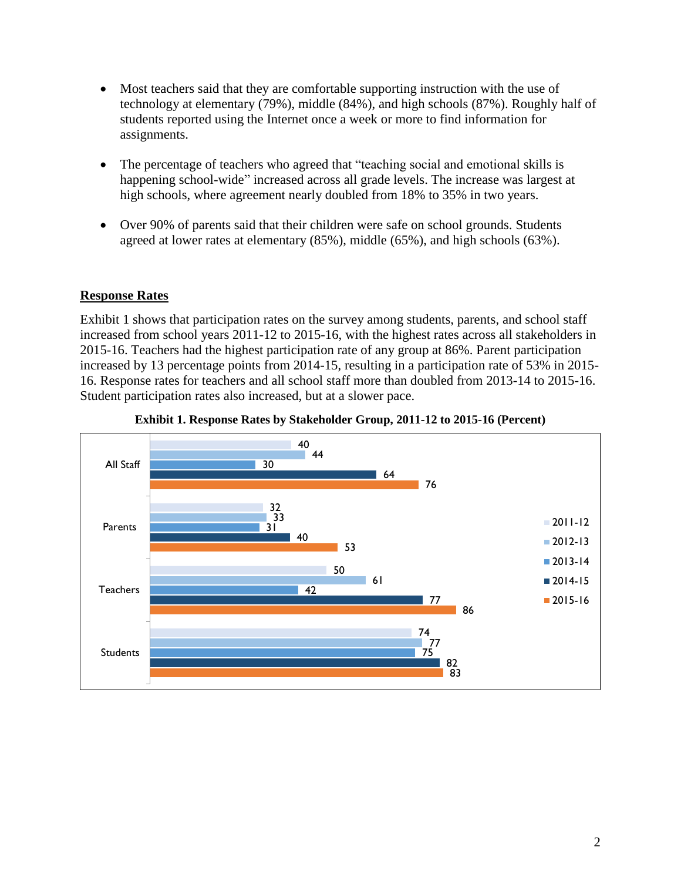- Most teachers said that they are comfortable supporting instruction with the use of technology at elementary (79%), middle (84%), and high schools (87%). Roughly half of students reported using the Internet once a week or more to find information for assignments.

- The percentage of teachers who agreed that "teaching social and emotional skills is happening school-wide" increased across all grade levels. The increase was largest at high schools, where agreement nearly doubled from 18% to 35% in two years.

- Over 90% of parents said that their children were safe on school grounds. Students agreed at lower rates at elementary (85%), middle (65%), and high schools (63%).

## Response Rates

Exhibit 1 shows that participation rates on the survey among students, parents, and school staff increased from school years 2011-12 to 2015-16, with the highest rates across all stakeholders in 2015-16. Teachers had the highest participation rate of any group at 86%. Parent participation increased by 13 percentage points from 2014-15, resulting in a participation rate of 53% in 2015-16. Response rates for teachers and all school staff more than doubled from 2013-14 to 2015-16. Student participation rates also increased, but at a slower pace.

**Exhibit 1. Response Rates by Stakeholder Group, 2011-12 to 2015-16 (Percent)**

| | 2011-12 | 2012-13 | 2013-14 | 2014-15 | 2015-16 |
|---|---|---|---|---|---|
| All Staff | 40 | 44 | 30 | 64 | 76 |
| Parents | 32 | 33 | 31 | 40 | 53 |
| Teachers | 50 | 61 | 42 | 77 | 86 |
| Students | 74 | 77 | 75 | 82 | 83 |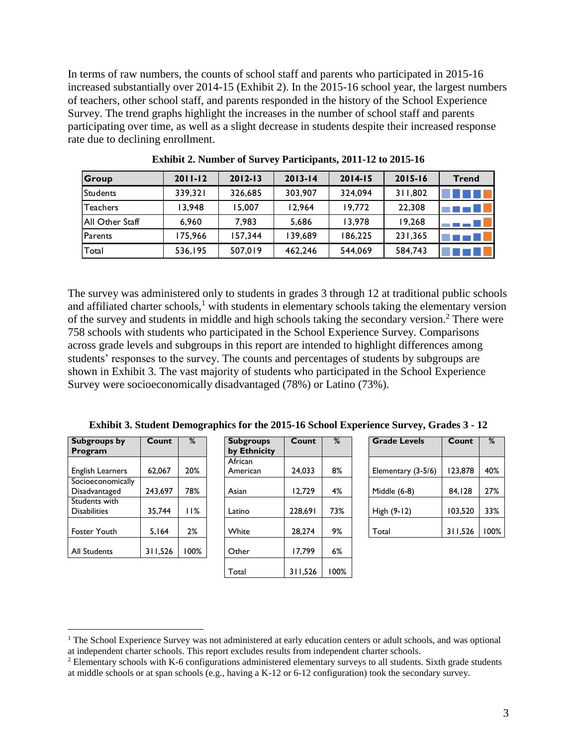In terms of raw numbers, the counts of school staff and parents who participated in 2015-16 increased substantially over 2014-15 (Exhibit 2). In the 2015-16 school year, the largest numbers of teachers, other school staff, and parents responded in the history of the School Experience Survey. The trend graphs highlight the increases in the number of school staff and parents participating over time, as well as a slight decrease in students despite their increased response rate due to declining enrollment.

**Exhibit 2. Number of Survey Participants, 2011-12 to 2015-16**

| Group | 2011-12 | 2012-13 | 2013-14 | 2014-15 | 2015-16 | Trend |
|---|---|---|---|---|---|---|
| Students | 339,321 | 326,685 | 303,907 | 324,094 | 311,802 | |
| Teachers | 13,948 | 15,007 | 12,964 | 19,772 | 22,308 | |
| All Other Staff | 6,960 | 7,983 | 5,686 | 13,978 | 19,268 | |
| Parents | 175,966 | 157,344 | 139,689 | 186,225 | 231,365 | |
| Total | 536,195 | 507,019 | 462,246 | 544,069 | 584,743 | |

The survey was administered only to students in grades 3 through 12 at traditional public schools and affiliated charter schools,[1] with students in elementary schools taking the elementary version of the survey and students in middle and high schools taking the secondary version.[2] There were 758 schools with students who participated in the School Experience Survey. Comparisons across grade levels and subgroups in this report are intended to highlight differences among students' responses to the survey. The counts and percentages of students by subgroups are shown in Exhibit 3. The vast majority of students who participated in the School Experience Survey were socioeconomically disadvantaged (78%) or Latino (73%).

**Exhibit 3. Student Demographics for the 2015-16 School Experience Survey, Grades 3 - 12**

| Subgroups by Program | Count | % |
|---|---|---|
| English Learners | 62,067 | 20% |
| Socioeconomically Disadvantaged | 243,697 | 78% |
| Students with Disabilities | 35,744 | 11% |
| Foster Youth | 5,164 | 2% |
| All Students | 311,526 | 100% |

| Subgroups by Ethnicity | Count | % |
|---|---|---|
| African American | 24,033 | 8% |
| Asian | 12,729 | 4% |
| Latino | 228,691 | 73% |
| White | 28,274 | 9% |
| Other | 17,799 | 6% |
| Total | 311,526 | 100% |

| Grade Levels | Count | % |
|---|---|---|
| Elementary (3-5/6) | 123,878 | 40% |
| Middle (6-8) | 84,128 | 27% |
| High (9-12) | 103,520 | 33% |
| Total | 311,526 | 100% |

[1] The School Experience Survey was not administered at early education centers or adult schools, and was optional at independent charter schools. This report excludes results from independent charter schools.

[2] Elementary schools with K-6 configurations administered elementary surveys to all students. Sixth grade students at middle schools or at span schools (e.g., having a K-12 or 6-12 configuration) took the secondary survey.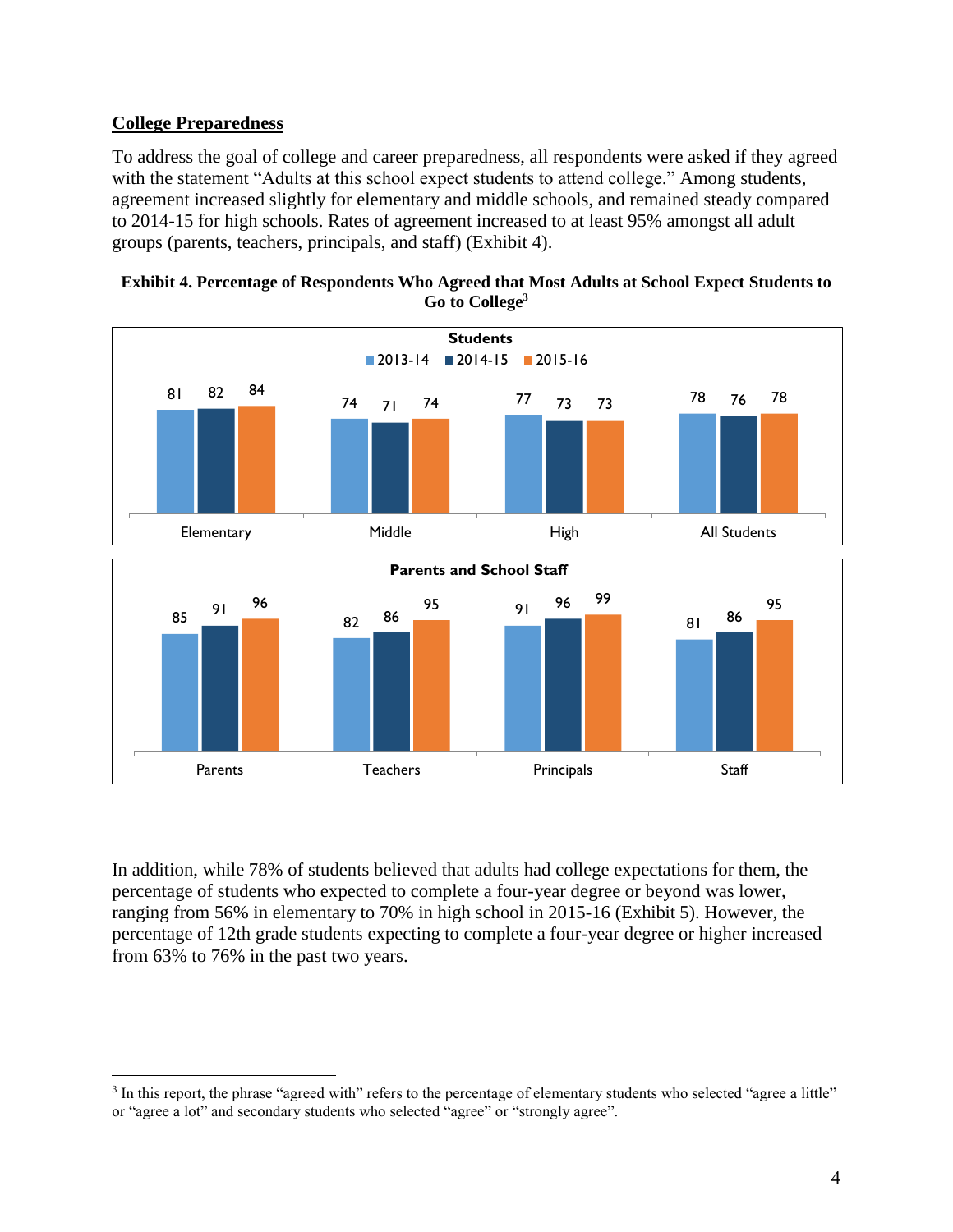## College Preparedness

To address the goal of college and career preparedness, all respondents were asked if they agreed with the statement "Adults at this school expect students to attend college." Among students, agreement increased slightly for elementary and middle schools, and remained steady compared to 2014-15 for high schools. Rates of agreement increased to at least 95% amongst all adult groups (parents, teachers, principals, and staff) (Exhibit 4).

**Exhibit 4. Percentage of Respondents Who Agreed that Most Adults at School Expect Students to Go to College[3]**

**Students**

| | 2013-14 | 2014-15 | 2015-16 |
|---|---|---|---|
| Elementary | 81 | 82 | 84 |
| Middle | 74 | 71 | 74 |
| High | 77 | 73 | 73 |
| All Students | 78 | 76 | 78 |

**Parents and School Staff**

| | 2013-14 | 2014-15 | 2015-16 |
|---|---|---|---|
| Parents | 85 | 91 | 96 |
| Teachers | 82 | 86 | 95 |
| Principals | 91 | 96 | 99 |
| Staff | 81 | 86 | 95 |

In addition, while 78% of students believed that adults had college expectations for them, the percentage of students who expected to complete a four-year degree or beyond was lower, ranging from 56% in elementary to 70% in high school in 2015-16 (Exhibit 5). However, the percentage of 12th grade students expecting to complete a four-year degree or higher increased from 63% to 76% in the past two years.

---

[3] In this report, the phrase "agreed with" refers to the percentage of elementary students who selected "agree a little" or "agree a lot" and secondary students who selected "agree" or "strongly agree".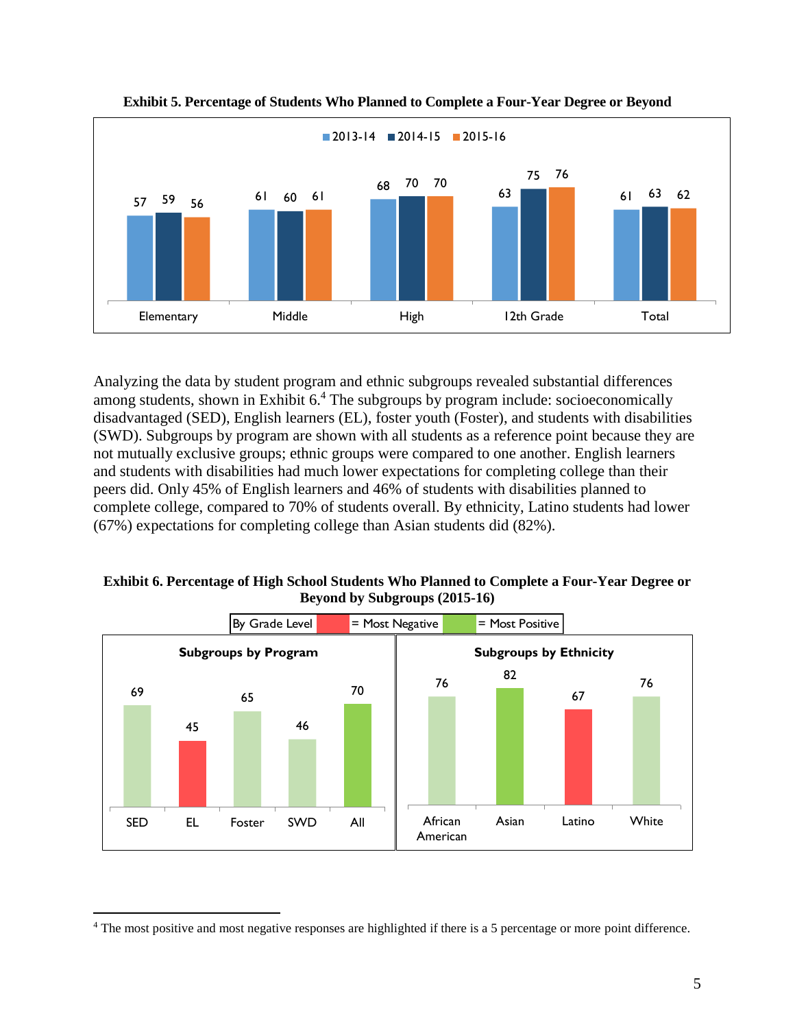**Exhibit 5. Percentage of Students Who Planned to Complete a Four-Year Degree or Beyond**

| | 2013-14 | 2014-15 | 2015-16 |
|---|---|---|---|
| Elementary | 57 | 59 | 56 |
| Middle | 61 | 60 | 61 |
| High | 68 | 70 | 70 |
| 12th Grade | 63 | 75 | 76 |
| Total | 61 | 63 | 62 |

Analyzing the data by student program and ethnic subgroups revealed substantial differences among students, shown in Exhibit 6.[4] The subgroups by program include: socioeconomically disadvantaged (SED), English learners (EL), foster youth (Foster), and students with disabilities (SWD). Subgroups by program are shown with all students as a reference point because they are not mutually exclusive groups; ethnic groups were compared to one another. English learners and students with disabilities had much lower expectations for completing college than their peers did. Only 45% of English learners and 46% of students with disabilities planned to complete college, compared to 70% of students overall. By ethnicity, Latino students had lower (67%) expectations for completing college than Asian students did (82%).

**Exhibit 6. Percentage of High School Students Who Planned to Complete a Four-Year Degree or Beyond by Subgroups (2015-16)**

By Grade Level — Red = Most Negative; Green = Most Positive

**Subgroups by Program**

| SED | EL | Foster | SWD | All |
|---|---|---|---|---|
| 69 | 45 | 65 | 46 | 70 |

**Subgroups by Ethnicity**

| African American | Asian | Latino | White |
|---|---|---|---|
| 76 | 82 | 67 | 76 |

---

[4] The most positive and most negative responses are highlighted if there is a 5 percentage or more point difference.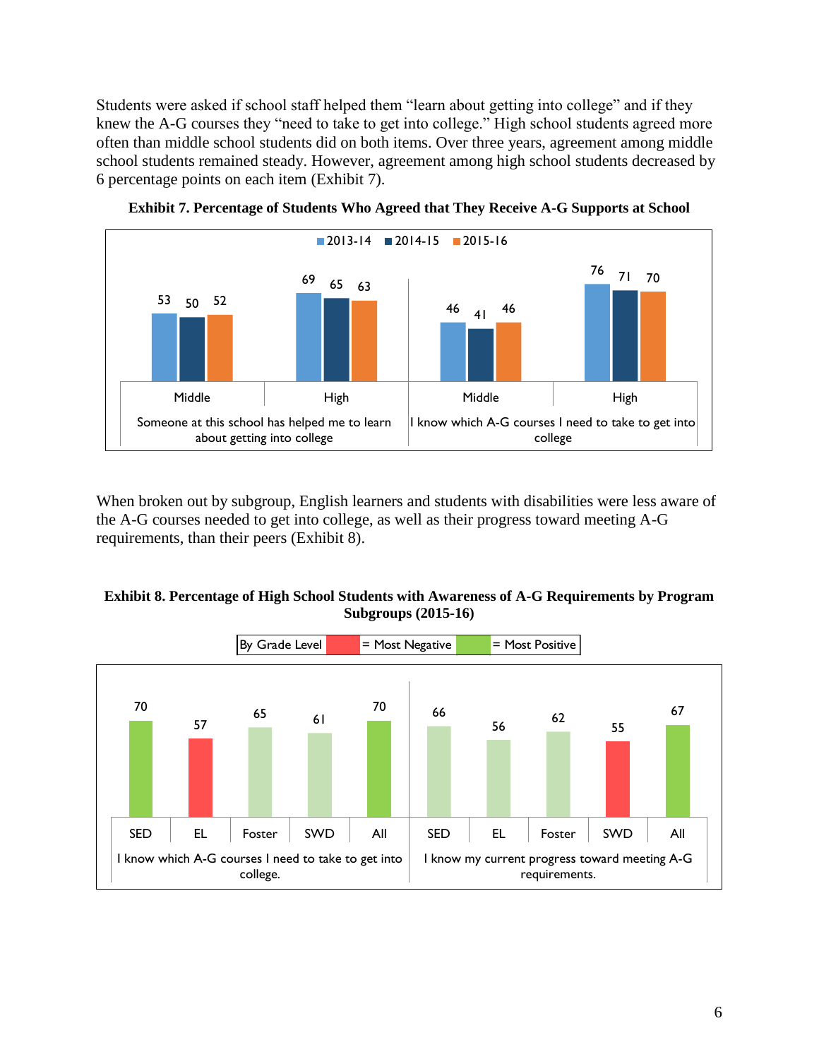Students were asked if school staff helped them "learn about getting into college" and if they knew the A-G courses they "need to take to get into college." High school students agreed more often than middle school students did on both items. Over three years, agreement among middle school students remained steady. However, agreement among high school students decreased by 6 percentage points on each item (Exhibit 7).

**Exhibit 7. Percentage of Students Who Agreed that They Receive A-G Supports at School**

| Item | Level | 2013-14 | 2014-15 | 2015-16 |
|---|---|---|---|---|
| Someone at this school has helped me to learn about getting into college | Middle | 53 | 50 | 52 |
| | High | 69 | 65 | 63 |
| I know which A-G courses I need to take to get into college | Middle | 46 | 41 | 46 |
| | High | 76 | 71 | 70 |

When broken out by subgroup, English learners and students with disabilities were less aware of the A-G courses needed to get into college, as well as their progress toward meeting A-G requirements, than their peers (Exhibit 8).

**Exhibit 8. Percentage of High School Students with Awareness of A-G Requirements by Program Subgroups (2015-16)**

By Grade Level: Red = Most Negative; Green = Most Positive

| Item | SED | EL | Foster | SWD | All |
|---|---|---|---|---|---|
| I know which A-G courses I need to take to get into college. | 70 | 57 | 65 | 61 | 70 |
| I know my current progress toward meeting A-G requirements. | 66 | 56 | 62 | 55 | 67 |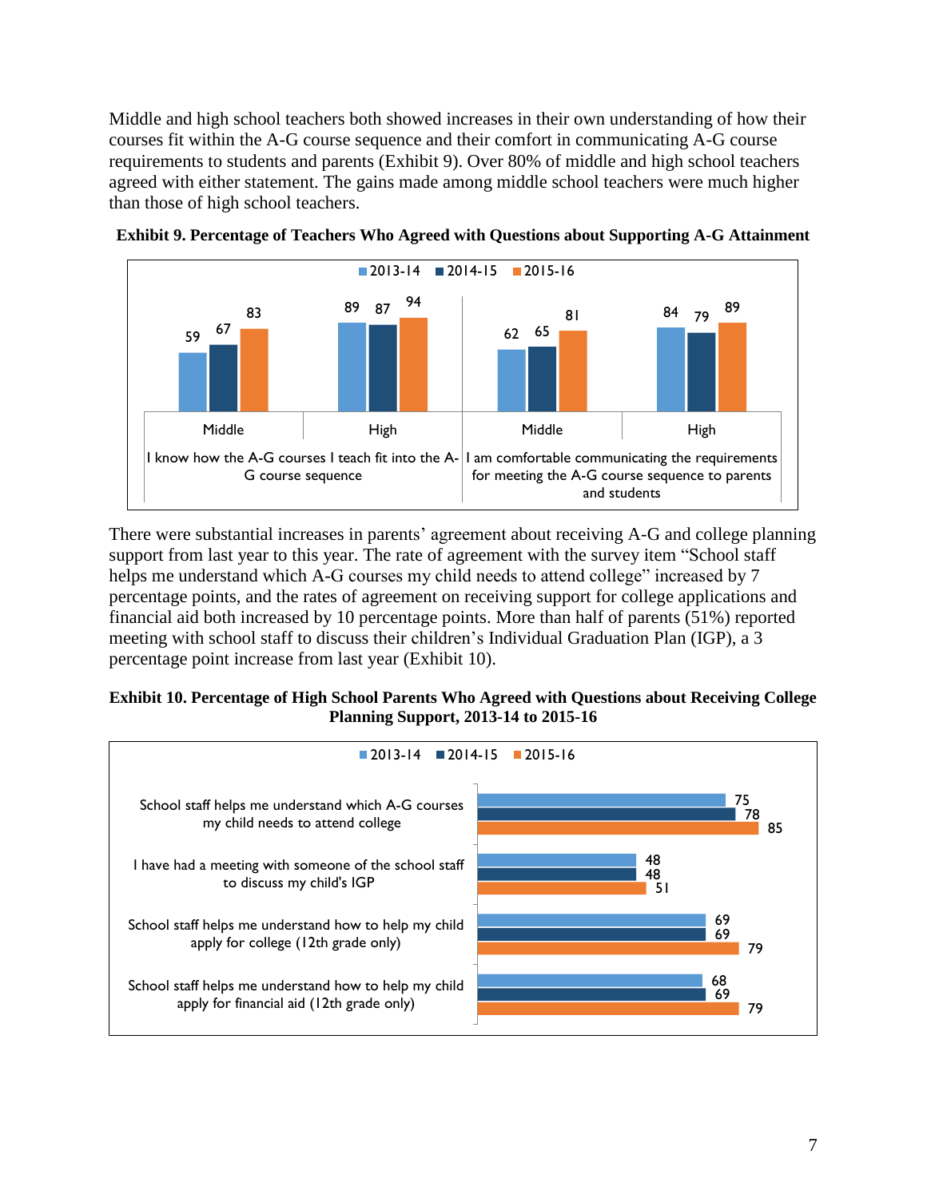Middle and high school teachers both showed increases in their own understanding of how their courses fit within the A-G course sequence and their comfort in communicating A-G course requirements to students and parents (Exhibit 9). Over 80% of middle and high school teachers agreed with either statement. The gains made among middle school teachers were much higher than those of high school teachers.

**Exhibit 9. Percentage of Teachers Who Agreed with Questions about Supporting A-G Attainment**

| Statement | Level | 2013-14 | 2014-15 | 2015-16 |
|---|---|---|---|---|
| I know how the A-G courses I teach fit into the A-G course sequence | Middle | 59 | 67 | 83 |
| | High | 89 | 87 | 94 |
| I am comfortable communicating the requirements for meeting the A-G course sequence to parents and students | Middle | 62 | 65 | 81 |
| | High | 84 | 79 | 89 |

There were substantial increases in parents' agreement about receiving A-G and college planning support from last year to this year. The rate of agreement with the survey item "School staff helps me understand which A-G courses my child needs to attend college" increased by 7 percentage points, and the rates of agreement on receiving support for college applications and financial aid both increased by 10 percentage points. More than half of parents (51%) reported meeting with school staff to discuss their children's Individual Graduation Plan (IGP), a 3 percentage point increase from last year (Exhibit 10).

**Exhibit 10. Percentage of High School Parents Who Agreed with Questions about Receiving College Planning Support, 2013-14 to 2015-16**

| Statement | 2013-14 | 2014-15 | 2015-16 |
|---|---|---|---|
| School staff helps me understand which A-G courses my child needs to attend college | 75 | 78 | 85 |
| I have had a meeting with someone of the school staff to discuss my child's IGP | 48 | 48 | 51 |
| School staff helps me understand how to help my child apply for college (12th grade only) | 69 | 69 | 79 |
| School staff helps me understand how to help my child apply for financial aid (12th grade only) | 68 | 69 | 79 |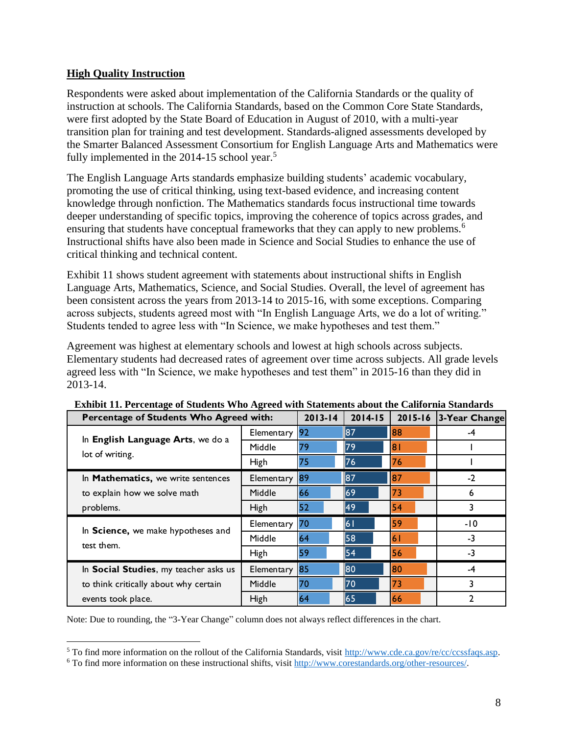## High Quality Instruction

Respondents were asked about implementation of the California Standards or the quality of instruction at schools. The California Standards, based on the Common Core State Standards, were first adopted by the State Board of Education in August of 2010, with a multi-year transition plan for training and test development. Standards-aligned assessments developed by the Smarter Balanced Assessment Consortium for English Language Arts and Mathematics were fully implemented in the 2014-15 school year.[5]

The English Language Arts standards emphasize building students' academic vocabulary, promoting the use of critical thinking, using text-based evidence, and increasing content knowledge through nonfiction. The Mathematics standards focus instructional time towards deeper understanding of specific topics, improving the coherence of topics across grades, and ensuring that students have conceptual frameworks that they can apply to new problems.[6] Instructional shifts have also been made in Science and Social Studies to enhance the use of critical thinking and technical content.

Exhibit 11 shows student agreement with statements about instructional shifts in English Language Arts, Mathematics, Science, and Social Studies. Overall, the level of agreement has been consistent across the years from 2013-14 to 2015-16, with some exceptions. Comparing across subjects, students agreed most with "In English Language Arts, we do a lot of writing." Students tended to agree less with "In Science, we make hypotheses and test them."

Agreement was highest at elementary schools and lowest at high schools across subjects. Elementary students had decreased rates of agreement over time across subjects. All grade levels agreed less with "In Science, we make hypotheses and test them" in 2015-16 than they did in 2013-14.

**Exhibit 11. Percentage of Students Who Agreed with Statements about the California Standards**

| Percentage of Students Who Agreed with: | | 2013-14 | 2014-15 | 2015-16 | 3-Year Change |
|---|---|---|---|---|---|
| In **English Language Arts**, we do a lot of writing. | Elementary | 92 | 87 | 88 | -4 |
| | Middle | 79 | 79 | 81 | 1 |
| | High | 75 | 76 | 76 | 1 |
| In **Mathematics,** we write sentences to explain how we solve math problems. | Elementary | 89 | 87 | 87 | -2 |
| | Middle | 66 | 69 | 73 | 6 |
| | High | 52 | 49 | 54 | 3 |
| In **Science,** we make hypotheses and test them. | Elementary | 70 | 61 | 59 | -10 |
| | Middle | 64 | 58 | 61 | -3 |
| | High | 59 | 54 | 56 | -3 |
| In **Social Studies**, my teacher asks us to think critically about why certain events took place. | Elementary | 85 | 80 | 80 | -4 |
| | Middle | 70 | 70 | 73 | 3 |
| | High | 64 | 65 | 66 | 2 |

Note: Due to rounding, the "3-Year Change" column does not always reflect differences in the chart.

[5] To find more information on the rollout of the California Standards, visit http://www.cde.ca.gov/re/cc/ccssfaqs.asp.

[6] To find more information on these instructional shifts, visit http://www.corestandards.org/other-resources/.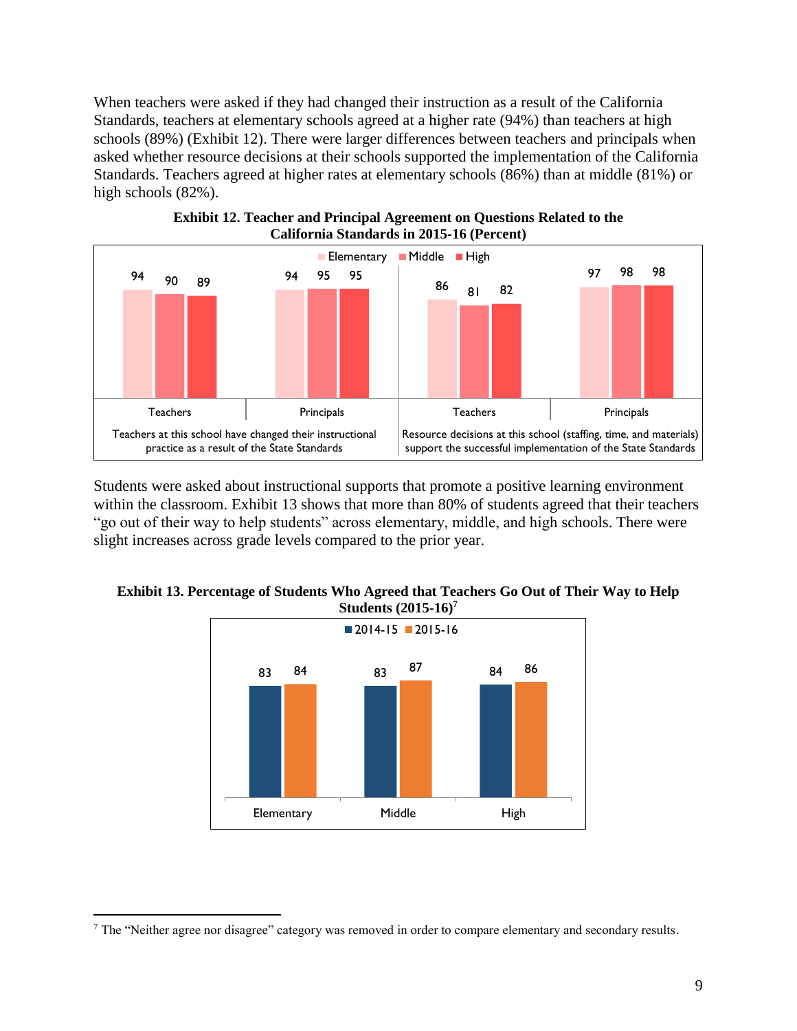When teachers were asked if they had changed their instruction as a result of the California Standards, teachers at elementary schools agreed at a higher rate (94%) than teachers at high schools (89%) (Exhibit 12). There were larger differences between teachers and principals when asked whether resource decisions at their schools supported the implementation of the California Standards. Teachers agreed at higher rates at elementary schools (86%) than at middle (81%) or high schools (82%).

**Exhibit 12. Teacher and Principal Agreement on Questions Related to the California Standards in 2015-16 (Percent)**

| Question | Respondent | Elementary | Middle | High |
|---|---|---|---|---|
| Teachers at this school have changed their instructional practice as a result of the State Standards | Teachers | 94 | 90 | 89 |
| | Principals | 94 | 95 | 95 |
| Resource decisions at this school (staffing, time, and materials) support the successful implementation of the State Standards | Teachers | 86 | 81 | 82 |
| | Principals | 97 | 98 | 98 |

Students were asked about instructional supports that promote a positive learning environment within the classroom. Exhibit 13 shows that more than 80% of students agreed that their teachers "go out of their way to help students" across elementary, middle, and high schools. There were slight increases across grade levels compared to the prior year.

**Exhibit 13. Percentage of Students Who Agreed that Teachers Go Out of Their Way to Help Students (2015-16)[7]**

| | 2014-15 | 2015-16 |
|---|---|---|
| Elementary | 83 | 84 |
| Middle | 83 | 87 |
| High | 84 | 86 |

[7] The "Neither agree nor disagree" category was removed in order to compare elementary and secondary results.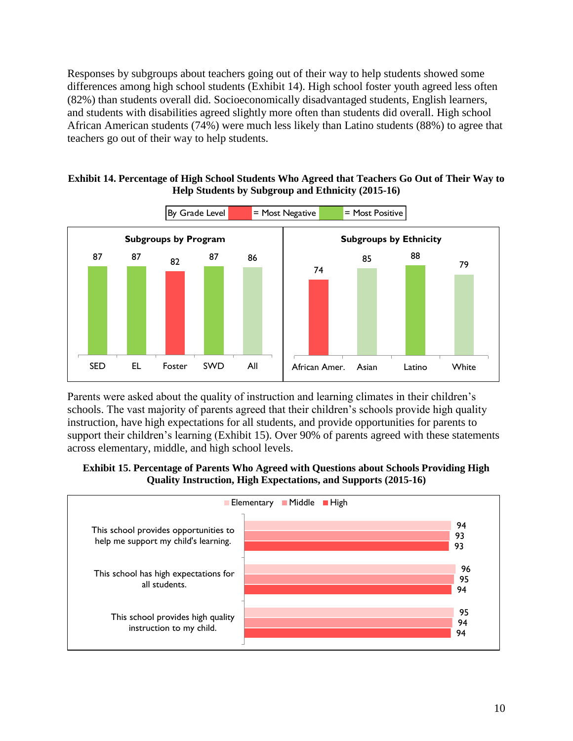Responses by subgroups about teachers going out of their way to help students showed some differences among high school students (Exhibit 14). High school foster youth agreed less often (82%) than students overall did. Socioeconomically disadvantaged students, English learners, and students with disabilities agreed slightly more often than students did overall. High school African American students (74%) were much less likely than Latino students (88%) to agree that teachers go out of their way to help students.

**Exhibit 14. Percentage of High School Students Who Agreed that Teachers Go Out of Their Way to Help Students by Subgroup and Ethnicity (2015-16)**

By Grade Level | = Most Negative | = Most Positive

**Subgroups by Program**

| SED | EL | Foster | SWD | All |
|---|---|---|---|---|
| 87 | 87 | 82 | 87 | 86 |

**Subgroups by Ethnicity**

| African Amer. | Asian | Latino | White |
|---|---|---|---|
| 74 | 85 | 88 | 79 |

Parents were asked about the quality of instruction and learning climates in their children's schools. The vast majority of parents agreed that their children's schools provide high quality instruction, have high expectations for all students, and provide opportunities for parents to support their children's learning (Exhibit 15). Over 90% of parents agreed with these statements across elementary, middle, and high school levels.

**Exhibit 15. Percentage of Parents Who Agreed with Questions about Schools Providing High Quality Instruction, High Expectations, and Supports (2015-16)**

| | Elementary | Middle | High |
|---|---|---|---|
| This school provides opportunities to help me support my child's learning. | 94 | 93 | 93 |
| This school has high expectations for all students. | 96 | 95 | 94 |
| This school provides high quality instruction to my child. | 95 | 94 | 94 |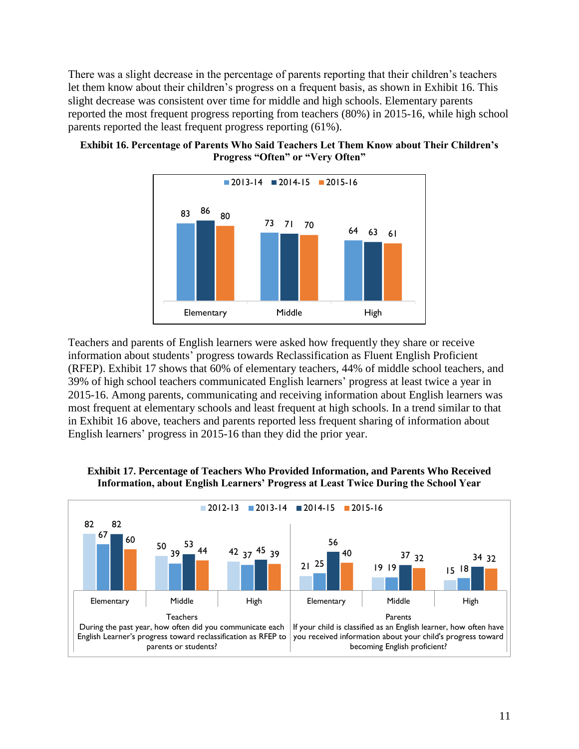There was a slight decrease in the percentage of parents reporting that their children's teachers let them know about their children's progress on a frequent basis, as shown in Exhibit 16. This slight decrease was consistent over time for middle and high schools. Elementary parents reported the most frequent progress reporting from teachers (80%) in 2015-16, while high school parents reported the least frequent progress reporting (61%).

**Exhibit 16. Percentage of Parents Who Said Teachers Let Them Know about Their Children's Progress "Often" or "Very Often"**

| | 2013-14 | 2014-15 | 2015-16 |
|---|---|---|---|
| Elementary | 83 | 86 | 80 |
| Middle | 73 | 71 | 70 |
| High | 64 | 63 | 61 |

Teachers and parents of English learners were asked how frequently they share or receive information about students' progress towards Reclassification as Fluent English Proficient (RFEP). Exhibit 17 shows that 60% of elementary teachers, 44% of middle school teachers, and 39% of high school teachers communicated English learners' progress at least twice a year in 2015-16. Among parents, communicating and receiving information about English learners was most frequent at elementary schools and least frequent at high schools. In a trend similar to that in Exhibit 16 above, teachers and parents reported less frequent sharing of information about English learners' progress in 2015-16 than they did the prior year.

**Exhibit 17. Percentage of Teachers Who Provided Information, and Parents Who Received Information, about English Learners' Progress at Least Twice During the School Year**

| | | 2012-13 | 2013-14 | 2014-15 | 2015-16 |
|---|---|---|---|---|---|
| Teachers | Elementary | 82 | 67 | 82 | 60 |
| | Middle | 50 | 39 | 53 | 44 |
| | High | 42 | 37 | 45 | 39 |
| Parents | Elementary | 21 | 25 | 56 | 40 |
| | Middle | 19 | 19 | 37 | 32 |
| | High | 15 | 18 | 34 | 32 |

Teachers: During the past year, how often did you communicate each English Learner's progress toward reclassification as RFEP to parents or students?

Parents: If your child is classified as an English learner, how often have you received information about your child's progress toward becoming English proficient?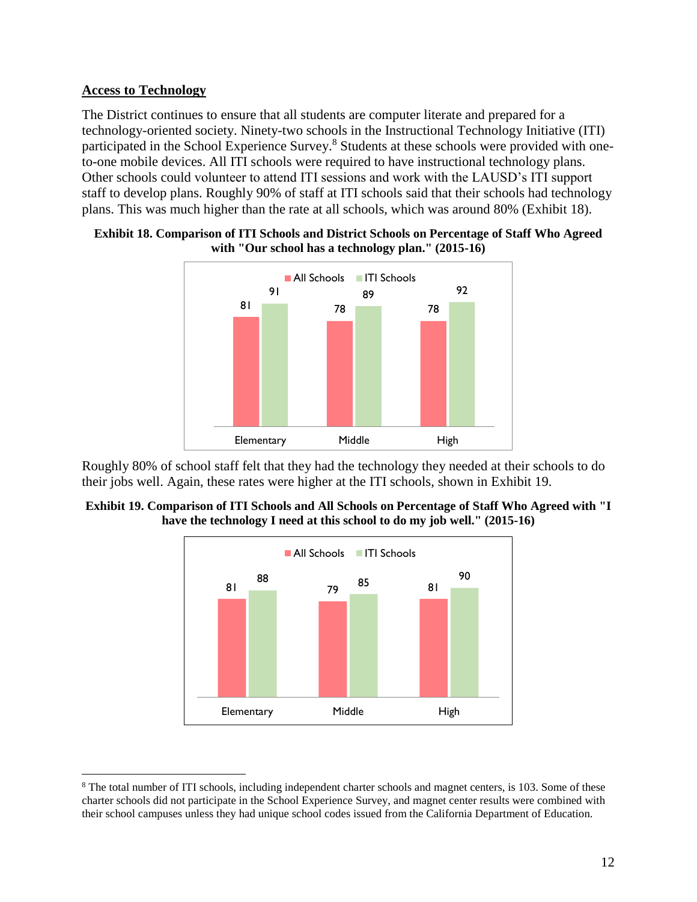## Access to Technology

The District continues to ensure that all students are computer literate and prepared for a technology-oriented society. Ninety-two schools in the Instructional Technology Initiative (ITI) participated in the School Experience Survey.[8] Students at these schools were provided with one-to-one mobile devices. All ITI schools were required to have instructional technology plans. Other schools could volunteer to attend ITI sessions and work with the LAUSD's ITI support staff to develop plans. Roughly 90% of staff at ITI schools said that their schools had technology plans. This was much higher than the rate at all schools, which was around 80% (Exhibit 18).

**Exhibit 18. Comparison of ITI Schools and District Schools on Percentage of Staff Who Agreed with "Our school has a technology plan." (2015-16)**

| | All Schools | ITI Schools |
|---|---|---|
| Elementary | 81 | 91 |
| Middle | 78 | 89 |
| High | 78 | 92 |

Roughly 80% of school staff felt that they had the technology they needed at their schools to do their jobs well. Again, these rates were higher at the ITI schools, shown in Exhibit 19.

**Exhibit 19. Comparison of ITI Schools and All Schools on Percentage of Staff Who Agreed with "I have the technology I need at this school to do my job well." (2015-16)**

| | All Schools | ITI Schools |
|---|---|---|
| Elementary | 81 | 88 |
| Middle | 79 | 85 |
| High | 81 | 90 |

[8] The total number of ITI schools, including independent charter schools and magnet centers, is 103. Some of these charter schools did not participate in the School Experience Survey, and magnet center results were combined with their school campuses unless they had unique school codes issued from the California Department of Education.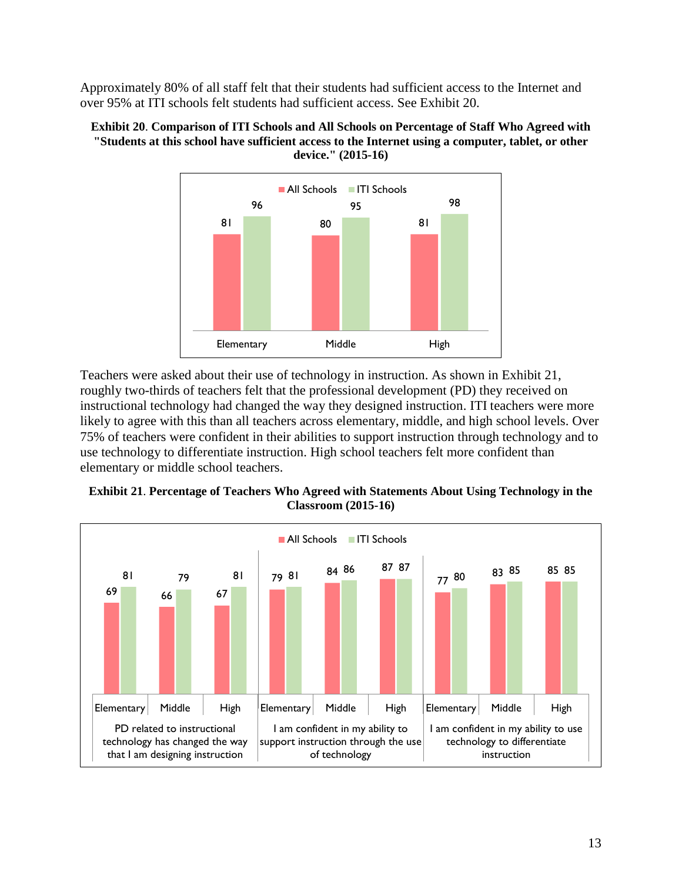Approximately 80% of all staff felt that their students had sufficient access to the Internet and over 95% at ITI schools felt students had sufficient access. See Exhibit 20.

**Exhibit 20**. **Comparison of ITI Schools and All Schools on Percentage of Staff Who Agreed with "Students at this school have sufficient access to the Internet using a computer, tablet, or other device." (2015-16)**

| | All Schools | ITI Schools |
|---|---|---|
| Elementary | 81 | 96 |
| Middle | 80 | 95 |
| High | 81 | 98 |

Teachers were asked about their use of technology in instruction. As shown in Exhibit 21, roughly two-thirds of teachers felt that the professional development (PD) they received on instructional technology had changed the way they designed instruction. ITI teachers were more likely to agree with this than all teachers across elementary, middle, and high school levels. Over 75% of teachers were confident in their abilities to support instruction through technology and to use technology to differentiate instruction. High school teachers felt more confident than elementary or middle school teachers.

**Exhibit 21**. **Percentage of Teachers Who Agreed with Statements About Using Technology in the Classroom (2015-16)**

| Statement | Level | All Schools | ITI Schools |
|---|---|---|---|
| PD related to instructional technology has changed the way that I am designing instruction | Elementary | 69 | 81 |
| | Middle | 66 | 79 |
| | High | 67 | 81 |
| I am confident in my ability to support instruction through the use of technology | Elementary | 79 | 81 |
| | Middle | 84 | 86 |
| | High | 87 | 87 |
| I am confident in my ability to use technology to differentiate instruction | Elementary | 77 | 80 |
| | Middle | 83 | 85 |
| | High | 85 | 85 |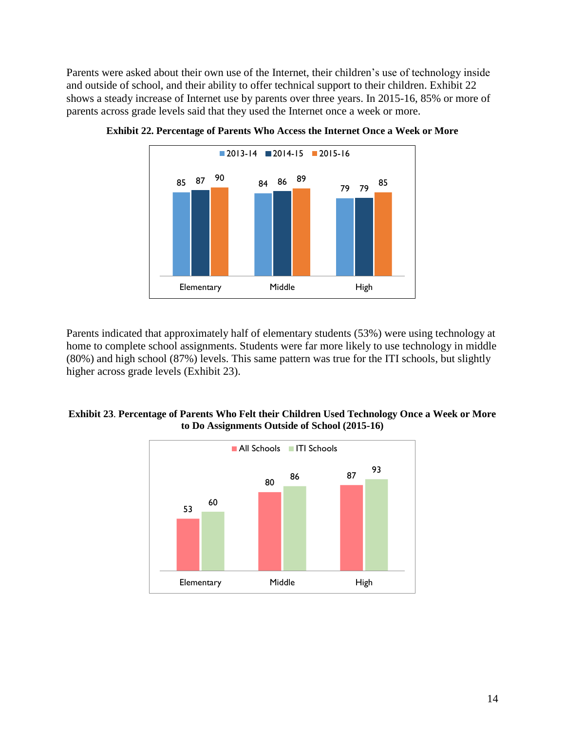Parents were asked about their own use of the Internet, their children's use of technology inside and outside of school, and their ability to offer technical support to their children. Exhibit 22 shows a steady increase of Internet use by parents over three years. In 2015-16, 85% or more of parents across grade levels said that they used the Internet once a week or more.

**Exhibit 22. Percentage of Parents Who Access the Internet Once a Week or More**

| | 2013-14 | 2014-15 | 2015-16 |
|---|---|---|---|
| Elementary | 85 | 87 | 90 |
| Middle | 84 | 86 | 89 |
| High | 79 | 79 | 85 |

Parents indicated that approximately half of elementary students (53%) were using technology at home to complete school assignments. Students were far more likely to use technology in middle (80%) and high school (87%) levels. This same pattern was true for the ITI schools, but slightly higher across grade levels (Exhibit 23).

**Exhibit 23. Percentage of Parents Who Felt their Children Used Technology Once a Week or More to Do Assignments Outside of School (2015-16)**

| | All Schools | ITI Schools |
|---|---|---|
| Elementary | 53 | 60 |
| Middle | 80 | 86 |
| High | 87 | 93 |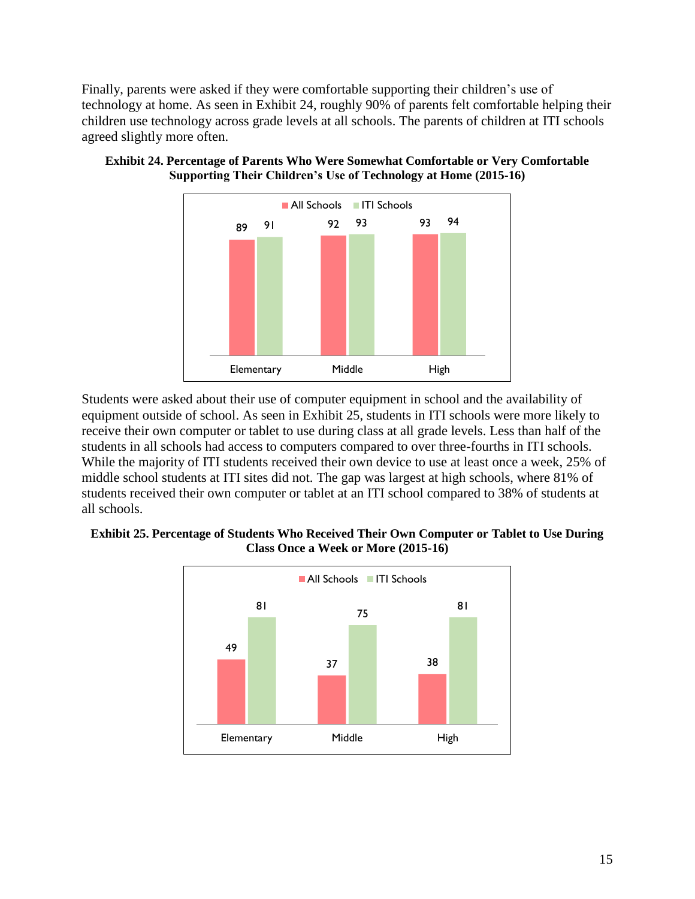Finally, parents were asked if they were comfortable supporting their children's use of technology at home. As seen in Exhibit 24, roughly 90% of parents felt comfortable helping their children use technology across grade levels at all schools. The parents of children at ITI schools agreed slightly more often.

**Exhibit 24. Percentage of Parents Who Were Somewhat Comfortable or Very Comfortable Supporting Their Children's Use of Technology at Home (2015-16)**

| | All Schools | ITI Schools |
|---|---|---|
| Elementary | 89 | 91 |
| Middle | 92 | 93 |
| High | 93 | 94 |

Students were asked about their use of computer equipment in school and the availability of equipment outside of school. As seen in Exhibit 25, students in ITI schools were more likely to receive their own computer or tablet to use during class at all grade levels. Less than half of the students in all schools had access to computers compared to over three-fourths in ITI schools. While the majority of ITI students received their own device to use at least once a week, 25% of middle school students at ITI sites did not. The gap was largest at high schools, where 81% of students received their own computer or tablet at an ITI school compared to 38% of students at all schools.

**Exhibit 25. Percentage of Students Who Received Their Own Computer or Tablet to Use During Class Once a Week or More (2015-16)**

| | All Schools | ITI Schools |
|---|---|---|
| Elementary | 49 | 81 |
| Middle | 37 | 75 |
| High | 38 | 81 |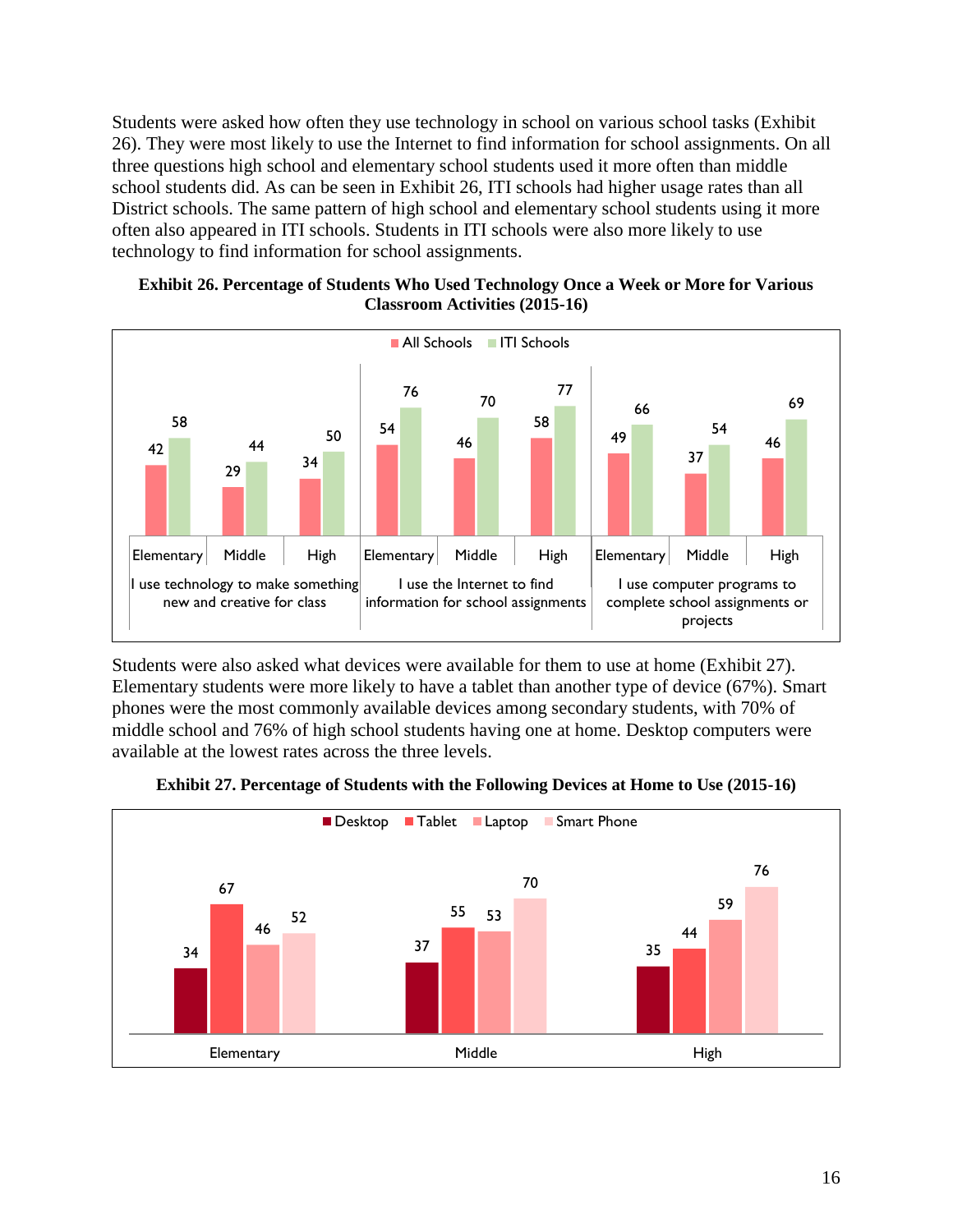Students were asked how often they use technology in school on various school tasks (Exhibit 26). They were most likely to use the Internet to find information for school assignments. On all three questions high school and elementary school students used it more often than middle school students did. As can be seen in Exhibit 26, ITI schools had higher usage rates than all District schools. The same pattern of high school and elementary school students using it more often also appeared in ITI schools. Students in ITI schools were also more likely to use technology to find information for school assignments.

**Exhibit 26. Percentage of Students Who Used Technology Once a Week or More for Various Classroom Activities (2015-16)**

| Activity | Level | All Schools | ITI Schools |
|---|---|---|---|
| I use technology to make something new and creative for class | Elementary | 42 | 58 |
| | Middle | 29 | 44 |
| | High | 34 | 50 |
| I use the Internet to find information for school assignments | Elementary | 54 | 76 |
| | Middle | 46 | 70 |
| | High | 58 | 77 |
| I use computer programs to complete school assignments or projects | Elementary | 49 | 66 |
| | Middle | 37 | 54 |
| | High | 46 | 69 |

Students were also asked what devices were available for them to use at home (Exhibit 27). Elementary students were more likely to have a tablet than another type of device (67%). Smart phones were the most commonly available devices among secondary students, with 70% of middle school and 76% of high school students having one at home. Desktop computers were available at the lowest rates across the three levels.

**Exhibit 27. Percentage of Students with the Following Devices at Home to Use (2015-16)**

| Level | Desktop | Tablet | Laptop | Smart Phone |
|---|---|---|---|---|
| Elementary | 34 | 67 | 46 | 52 |
| Middle | 37 | 55 | 53 | 70 |
| High | 35 | 44 | 59 | 76 |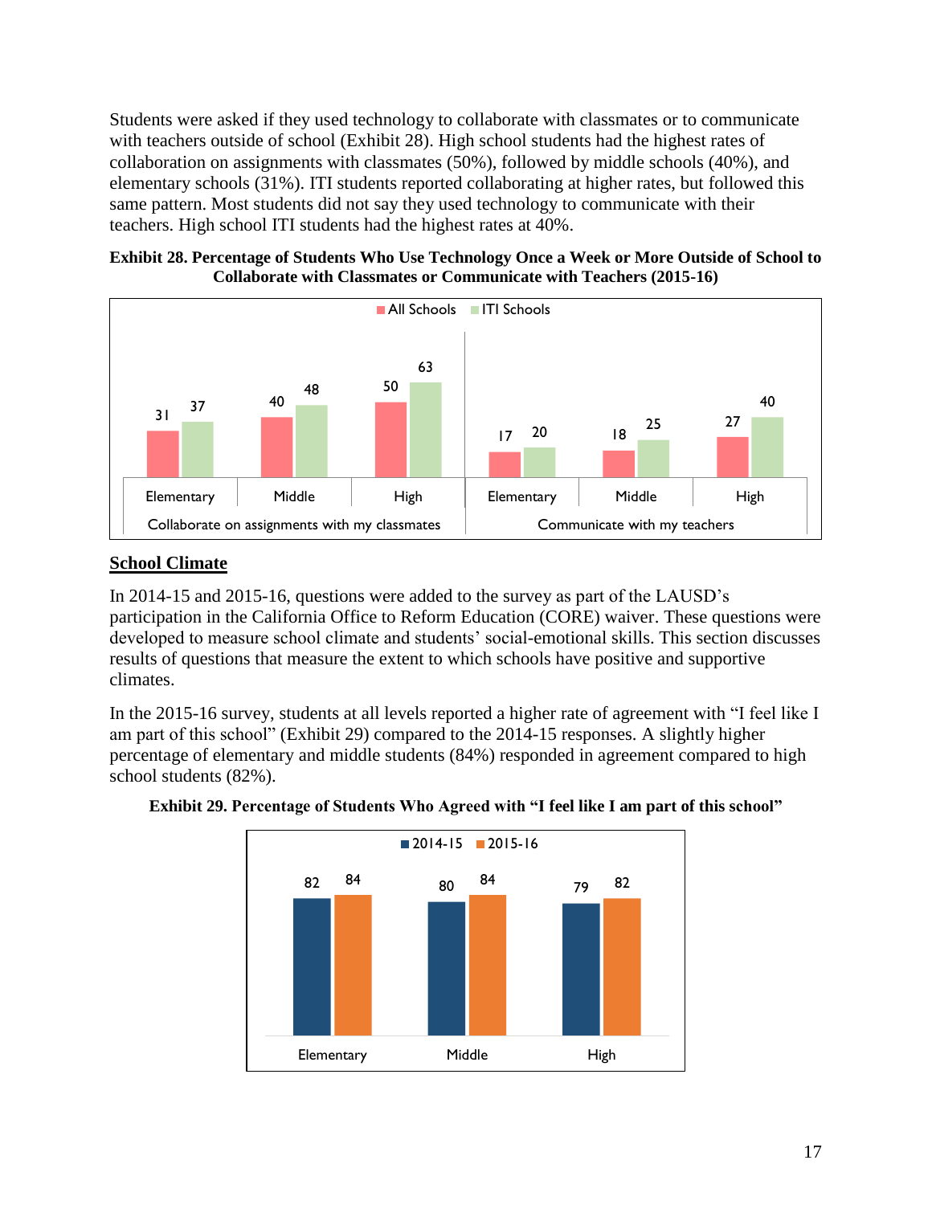Students were asked if they used technology to collaborate with classmates or to communicate with teachers outside of school (Exhibit 28). High school students had the highest rates of collaboration on assignments with classmates (50%), followed by middle schools (40%), and elementary schools (31%). ITI students reported collaborating at higher rates, but followed this same pattern. Most students did not say they used technology to communicate with their teachers. High school ITI students had the highest rates at 40%.

**Exhibit 28. Percentage of Students Who Use Technology Once a Week or More Outside of School to Collaborate with Classmates or Communicate with Teachers (2015-16)**

| | Collaborate on assignments with my classmates | | | Communicate with my teachers | | |
|---|---|---|---|---|---|---|
| | Elementary | Middle | High | Elementary | Middle | High |
| All Schools | 31 | 40 | 50 | 17 | 18 | 27 |
| ITI Schools | 37 | 48 | 63 | 20 | 25 | 40 |

## School Climate

In 2014-15 and 2015-16, questions were added to the survey as part of the LAUSD's participation in the California Office to Reform Education (CORE) waiver. These questions were developed to measure school climate and students' social-emotional skills. This section discusses results of questions that measure the extent to which schools have positive and supportive climates.

In the 2015-16 survey, students at all levels reported a higher rate of agreement with "I feel like I am part of this school" (Exhibit 29) compared to the 2014-15 responses. A slightly higher percentage of elementary and middle students (84%) responded in agreement compared to high school students (82%).

**Exhibit 29. Percentage of Students Who Agreed with "I feel like I am part of this school"**

| | Elementary | Middle | High |
|---|---|---|---|
| 2014-15 | 82 | 80 | 79 |
| 2015-16 | 84 | 84 | 82 |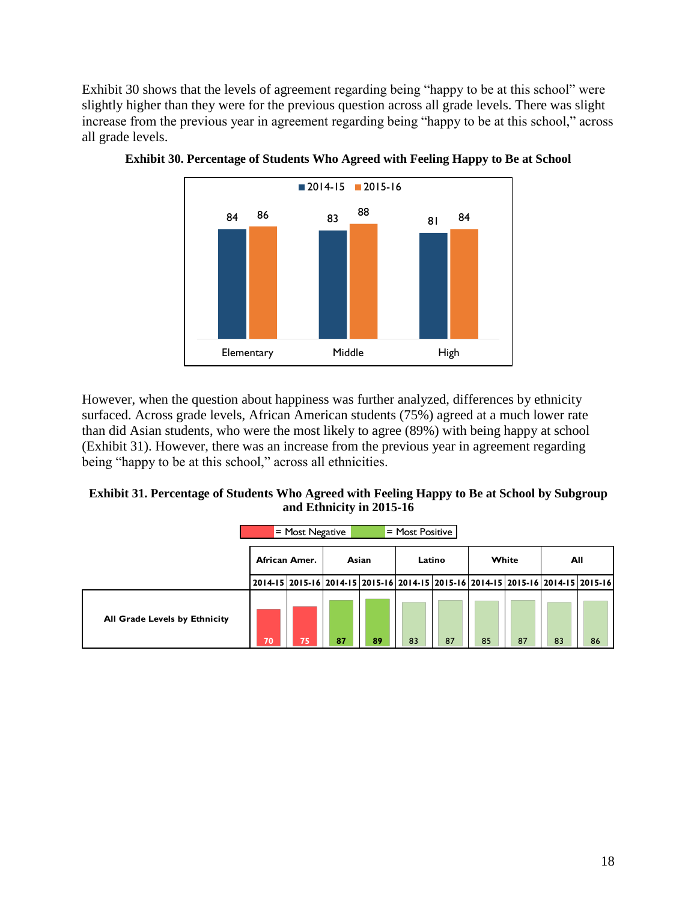Exhibit 30 shows that the levels of agreement regarding being "happy to be at this school" were slightly higher than they were for the previous question across all grade levels. There was slight increase from the previous year in agreement regarding being "happy to be at this school," across all grade levels.

**Exhibit 30. Percentage of Students Who Agreed with Feeling Happy to Be at School**

| | 2014-15 | 2015-16 |
|---|---|---|
| Elementary | 84 | 86 |
| Middle | 83 | 88 |
| High | 81 | 84 |

However, when the question about happiness was further analyzed, differences by ethnicity surfaced. Across grade levels, African American students (75%) agreed at a much lower rate than did Asian students, who were the most likely to agree (89%) with being happy at school (Exhibit 31). However, there was an increase from the previous year in agreement regarding being "happy to be at this school," across all ethnicities.

**Exhibit 31. Percentage of Students Who Agreed with Feeling Happy to Be at School by Subgroup and Ethnicity in 2015-16**

= Most Negative = Most Positive

| | African Amer. | | Asian | | Latino | | White | | All | |
|---|---|---|---|---|---|---|---|---|---|---|
| | 2014-15 | 2015-16 | 2014-15 | 2015-16 | 2014-15 | 2015-16 | 2014-15 | 2015-16 | 2014-15 | 2015-16 |
| All Grade Levels by Ethnicity | 70 | 75 | 87 | 89 | 83 | 87 | 85 | 87 | 83 | 86 |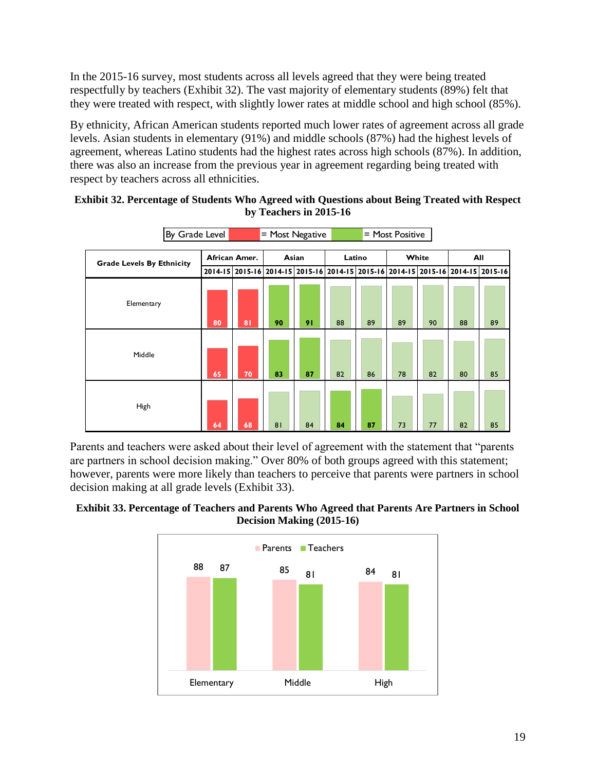In the 2015-16 survey, most students across all levels agreed that they were being treated respectfully by teachers (Exhibit 32). The vast majority of elementary students (89%) felt that they were treated with respect, with slightly lower rates at middle school and high school (85%).

By ethnicity, African American students reported much lower rates of agreement across all grade levels. Asian students in elementary (91%) and middle schools (87%) had the highest levels of agreement, whereas Latino students had the highest rates across high schools (87%). In addition, there was also an increase from the previous year in agreement regarding being treated with respect by teachers across all ethnicities.

**Exhibit 32. Percentage of Students Who Agreed with Questions about Being Treated with Respect by Teachers in 2015-16**

By Grade Level: Red = Most Negative; Green = Most Positive

| Grade Levels By Ethnicity | African Amer. | | Asian | | Latino | | White | | All | |
|---|---|---|---|---|---|---|---|---|---|---|
| | 2014-15 | 2015-16 | 2014-15 | 2015-16 | 2014-15 | 2015-16 | 2014-15 | 2015-16 | 2014-15 | 2015-16 |
| Elementary | 80 | 81 | 90 | 91 | 88 | 89 | 89 | 90 | 88 | 89 |
| Middle | 65 | 70 | 83 | 87 | 82 | 86 | 78 | 82 | 80 | 85 |
| High | 64 | 68 | 81 | 84 | 84 | 87 | 73 | 77 | 82 | 85 |

Parents and teachers were asked about their level of agreement with the statement that "parents are partners in school decision making." Over 80% of both groups agreed with this statement; however, parents were more likely than teachers to perceive that parents were partners in school decision making at all grade levels (Exhibit 33).

**Exhibit 33. Percentage of Teachers and Parents Who Agreed that Parents Are Partners in School Decision Making (2015-16)**

| | Parents | Teachers |
|---|---|---|
| Elementary | 88 | 87 |
| Middle | 85 | 81 |
| High | 84 | 81 |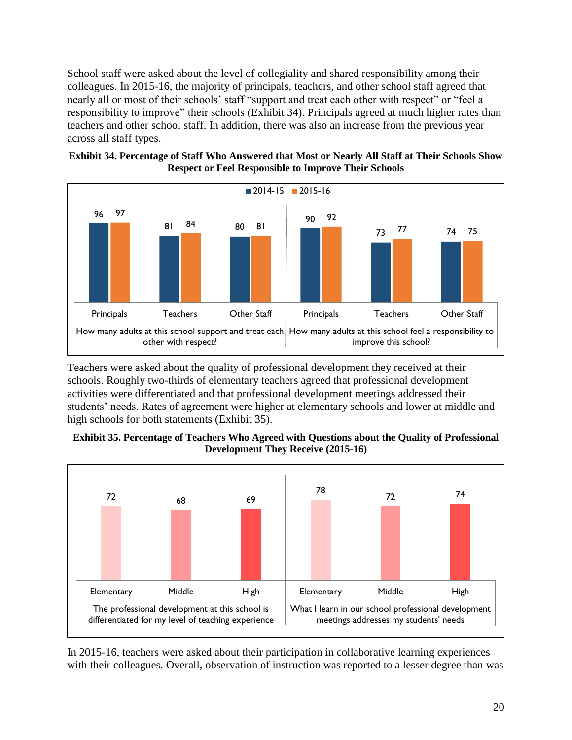School staff were asked about the level of collegiality and shared responsibility among their colleagues. In 2015-16, the majority of principals, teachers, and other school staff agreed that nearly all or most of their schools' staff "support and treat each other with respect" or "feel a responsibility to improve" their schools (Exhibit 34). Principals agreed at much higher rates than teachers and other school staff. In addition, there was also an increase from the previous year across all staff types.

**Exhibit 34. Percentage of Staff Who Answered that Most or Nearly All Staff at Their Schools Show Respect or Feel Responsible to Improve Their Schools**

| Question | Staff Type | 2014-15 | 2015-16 |
|---|---|---|---|
| How many adults at this school support and treat each other with respect? | Principals | 96 | 97 |
| | Teachers | 81 | 84 |
| | Other Staff | 80 | 81 |
| How many adults at this school feel a responsibility to improve this school? | Principals | 90 | 92 |
| | Teachers | 73 | 77 |
| | Other Staff | 74 | 75 |

Teachers were asked about the quality of professional development they received at their schools. Roughly two-thirds of elementary teachers agreed that professional development activities were differentiated and that professional development meetings addressed their students' needs. Rates of agreement were higher at elementary schools and lower at middle and high schools for both statements (Exhibit 35).

**Exhibit 35. Percentage of Teachers Who Agreed with Questions about the Quality of Professional Development They Receive (2015-16)**

| Question | Elementary | Middle | High |
|---|---|---|---|
| The professional development at this school is differentiated for my level of teaching experience | 72 | 68 | 69 |
| What I learn in our school professional development meetings addresses my students' needs | 78 | 72 | 74 |

In 2015-16, teachers were asked about their participation in collaborative learning experiences with their colleagues. Overall, observation of instruction was reported to a lesser degree than was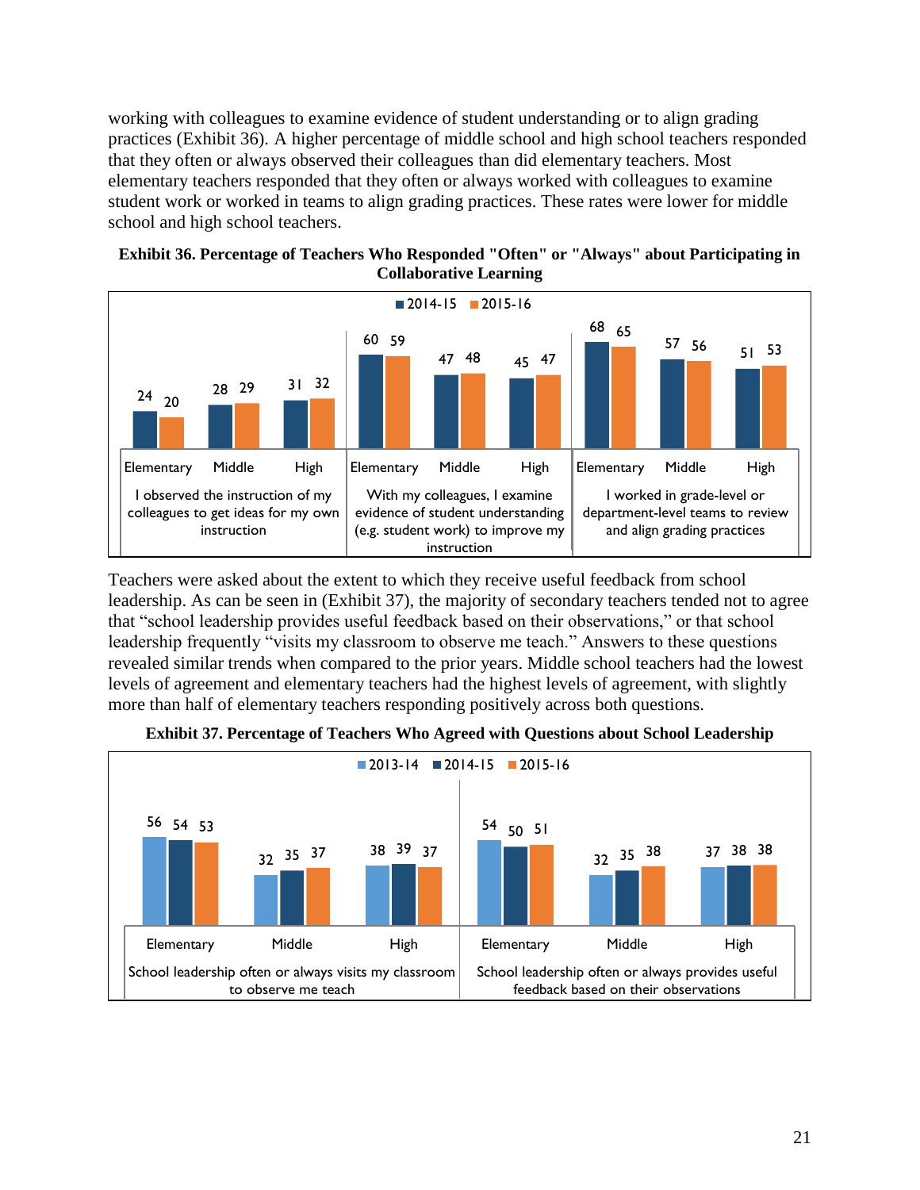working with colleagues to examine evidence of student understanding or to align grading practices (Exhibit 36). A higher percentage of middle school and high school teachers responded that they often or always observed their colleagues than did elementary teachers. Most elementary teachers responded that they often or always worked with colleagues to examine student work or worked in teams to align grading practices. These rates were lower for middle school and high school teachers.

**Exhibit 36. Percentage of Teachers Who Responded "Often" or "Always" about Participating in Collaborative Learning**

| Item | Level | 2014-15 | 2015-16 |
|---|---|---|---|
| I observed the instruction of my colleagues to get ideas for my own instruction | Elementary | 24 | 20 |
| | Middle | 28 | 29 |
| | High | 31 | 32 |
| With my colleagues, I examine evidence of student understanding (e.g. student work) to improve my instruction | Elementary | 60 | 59 |
| | Middle | 47 | 48 |
| | High | 45 | 47 |
| I worked in grade-level or department-level teams to review and align grading practices | Elementary | 68 | 65 |
| | Middle | 57 | 56 |
| | High | 51 | 53 |

Teachers were asked about the extent to which they receive useful feedback from school leadership. As can be seen in (Exhibit 37), the majority of secondary teachers tended not to agree that "school leadership provides useful feedback based on their observations," or that school leadership frequently "visits my classroom to observe me teach." Answers to these questions revealed similar trends when compared to the prior years. Middle school teachers had the lowest levels of agreement and elementary teachers had the highest levels of agreement, with slightly more than half of elementary teachers responding positively across both questions.

**Exhibit 37. Percentage of Teachers Who Agreed with Questions about School Leadership**

| Item | Level | 2013-14 | 2014-15 | 2015-16 |
|---|---|---|---|---|
| School leadership often or always visits my classroom to observe me teach | Elementary | 56 | 54 | 53 |
| | Middle | 32 | 35 | 37 |
| | High | 38 | 39 | 37 |
| School leadership often or always provides useful feedback based on their observations | Elementary | 54 | 50 | 51 |
| | Middle | 32 | 35 | 38 |
| | High | 37 | 38 | 38 |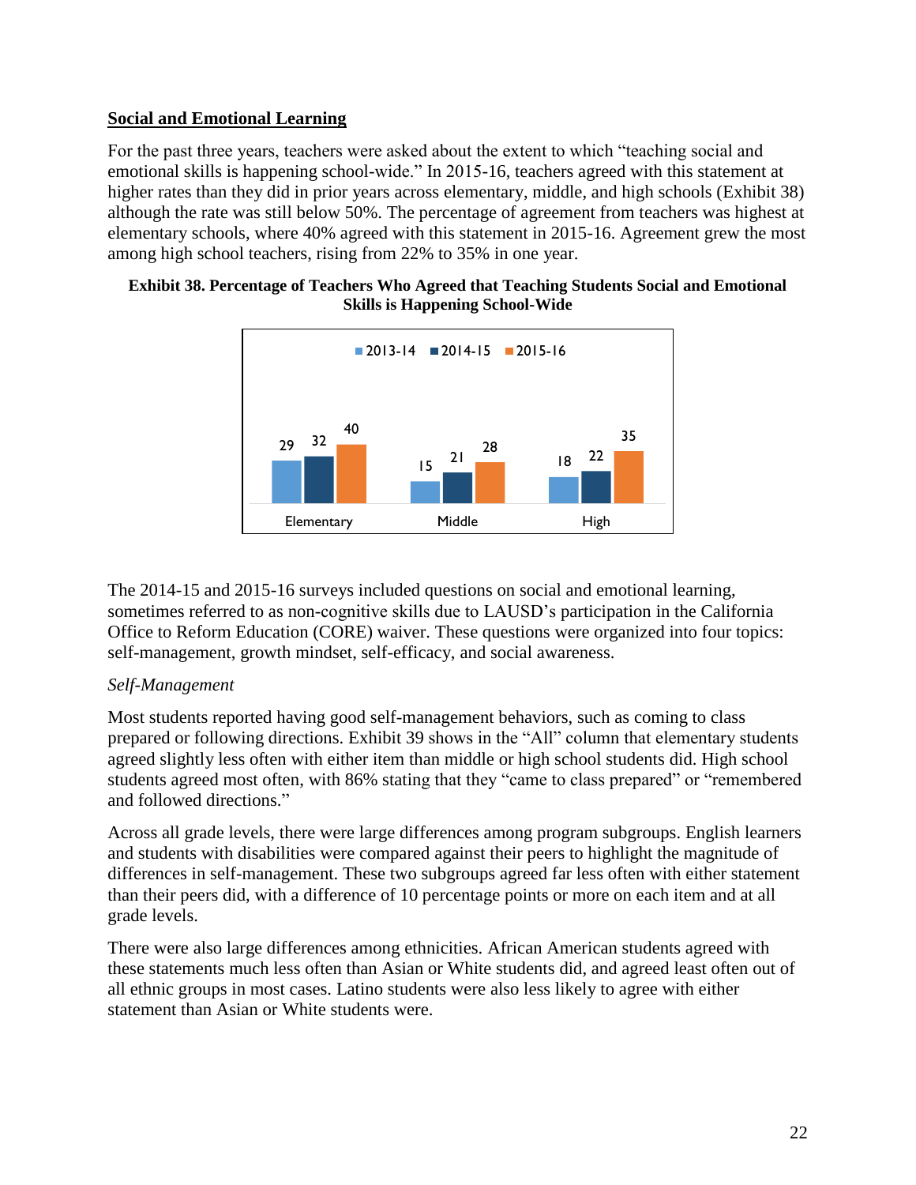**Social and Emotional Learning**

For the past three years, teachers were asked about the extent to which "teaching social and emotional skills is happening school-wide." In 2015-16, teachers agreed with this statement at higher rates than they did in prior years across elementary, middle, and high schools (Exhibit 38) although the rate was still below 50%. The percentage of agreement from teachers was highest at elementary schools, where 40% agreed with this statement in 2015-16. Agreement grew the most among high school teachers, rising from 22% to 35% in one year.

**Exhibit 38. Percentage of Teachers Who Agreed that Teaching Students Social and Emotional Skills is Happening School-Wide**

| | 2013-14 | 2014-15 | 2015-16 |
|---|---|---|---|
| Elementary | 29 | 32 | 40 |
| Middle | 15 | 21 | 28 |
| High | 18 | 22 | 35 |

The 2014-15 and 2015-16 surveys included questions on social and emotional learning, sometimes referred to as non-cognitive skills due to LAUSD's participation in the California Office to Reform Education (CORE) waiver. These questions were organized into four topics: self-management, growth mindset, self-efficacy, and social awareness.

*Self-Management*

Most students reported having good self-management behaviors, such as coming to class prepared or following directions. Exhibit 39 shows in the "All" column that elementary students agreed slightly less often with either item than middle or high school students did. High school students agreed most often, with 86% stating that they "came to class prepared" or "remembered and followed directions."

Across all grade levels, there were large differences among program subgroups. English learners and students with disabilities were compared against their peers to highlight the magnitude of differences in self-management. These two subgroups agreed far less often with either statement than their peers did, with a difference of 10 percentage points or more on each item and at all grade levels.

There were also large differences among ethnicities. African American students agreed with these statements much less often than Asian or White students did, and agreed least often out of all ethnic groups in most cases. Latino students were also less likely to agree with either statement than Asian or White students were.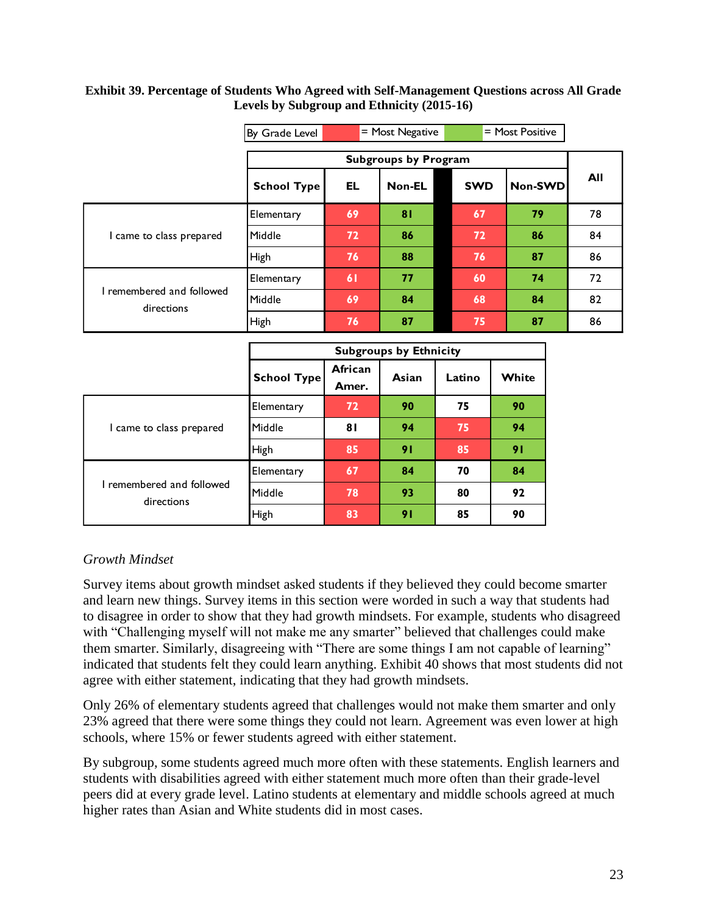**Exhibit 39. Percentage of Students Who Agreed with Self-Management Questions across All Grade Levels by Subgroup and Ethnicity (2015-16)**

By Grade Level | = Most Negative | = Most Positive

| | Subgroups by Program | | | | | |
|---|---|---|---|---|---|---|
| | School Type | EL | Non-EL | SWD | Non-SWD | All |
| I came to class prepared | Elementary | 69 | 81 | 67 | 79 | 78 |
| | Middle | 72 | 86 | 72 | 86 | 84 |
| | High | 76 | 88 | 76 | 87 | 86 |
| I remembered and followed directions | Elementary | 61 | 77 | 60 | 74 | 72 |
| | Middle | 69 | 84 | 68 | 84 | 82 |
| | High | 76 | 87 | 75 | 87 | 86 |

| | Subgroups by Ethnicity | | | | |
|---|---|---|---|---|---|
| | School Type | African Amer. | Asian | Latino | White |
| I came to class prepared | Elementary | 72 | 90 | 75 | 90 |
| | Middle | 81 | 94 | 75 | 94 |
| | High | 85 | 91 | 85 | 91 |
| I remembered and followed directions | Elementary | 67 | 84 | 70 | 84 |
| | Middle | 78 | 93 | 80 | 92 |
| | High | 83 | 91 | 85 | 90 |

*Growth Mindset*

Survey items about growth mindset asked students if they believed they could become smarter and learn new things. Survey items in this section were worded in such a way that students had to disagree in order to show that they had growth mindsets. For example, students who disagreed with "Challenging myself will not make me any smarter" believed that challenges could make them smarter. Similarly, disagreeing with "There are some things I am not capable of learning" indicated that students felt they could learn anything. Exhibit 40 shows that most students did not agree with either statement, indicating that they had growth mindsets.

Only 26% of elementary students agreed that challenges would not make them smarter and only 23% agreed that there were some things they could not learn. Agreement was even lower at high schools, where 15% or fewer students agreed with either statement.

By subgroup, some students agreed much more often with these statements. English learners and students with disabilities agreed with either statement much more often than their grade-level peers did at every grade level. Latino students at elementary and middle schools agreed at much higher rates than Asian and White students did in most cases.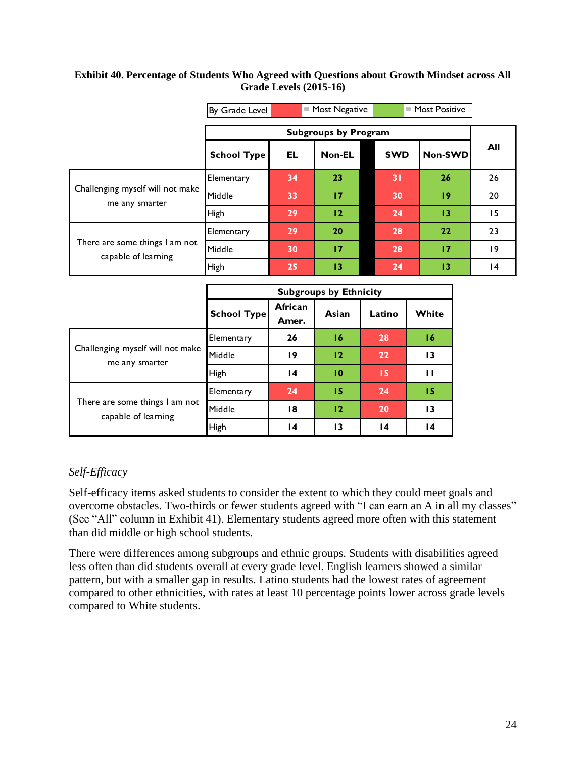**Exhibit 40. Percentage of Students Who Agreed with Questions about Growth Mindset across All Grade Levels (2015-16)**

By Grade Level | Red = Most Negative | Green = Most Positive

| | Subgroups by Program | | | | | All |
|---|---|---|---|---|---|---|
| | School Type | EL | Non-EL | SWD | Non-SWD | |
| Challenging myself will not make me any smarter | Elementary | 34 | 23 | 31 | 26 | 26 |
| | Middle | 33 | 17 | 30 | 19 | 20 |
| | High | 29 | 12 | 24 | 13 | 15 |
| There are some things I am not capable of learning | Elementary | 29 | 20 | 28 | 22 | 23 |
| | Middle | 30 | 17 | 28 | 17 | 19 |
| | High | 25 | 13 | 24 | 13 | 14 |

| | Subgroups by Ethnicity | | | | |
|---|---|---|---|---|---|
| | School Type | African Amer. | Asian | Latino | White |
| Challenging myself will not make me any smarter | Elementary | 26 | 16 | 28 | 16 |
| | Middle | 19 | 12 | 22 | 13 |
| | High | 14 | 10 | 15 | 11 |
| There are some things I am not capable of learning | Elementary | 24 | 15 | 24 | 15 |
| | Middle | 18 | 12 | 20 | 13 |
| | High | 14 | 13 | 14 | 14 |

### *Self-Efficacy*

Self-efficacy items asked students to consider the extent to which they could meet goals and overcome obstacles. Two-thirds or fewer students agreed with "I can earn an A in all my classes" (See "All" column in Exhibit 41). Elementary students agreed more often with this statement than did middle or high school students.

There were differences among subgroups and ethnic groups. Students with disabilities agreed less often than did students overall at every grade level. English learners showed a similar pattern, but with a smaller gap in results. Latino students had the lowest rates of agreement compared to other ethnicities, with rates at least 10 percentage points lower across grade levels compared to White students.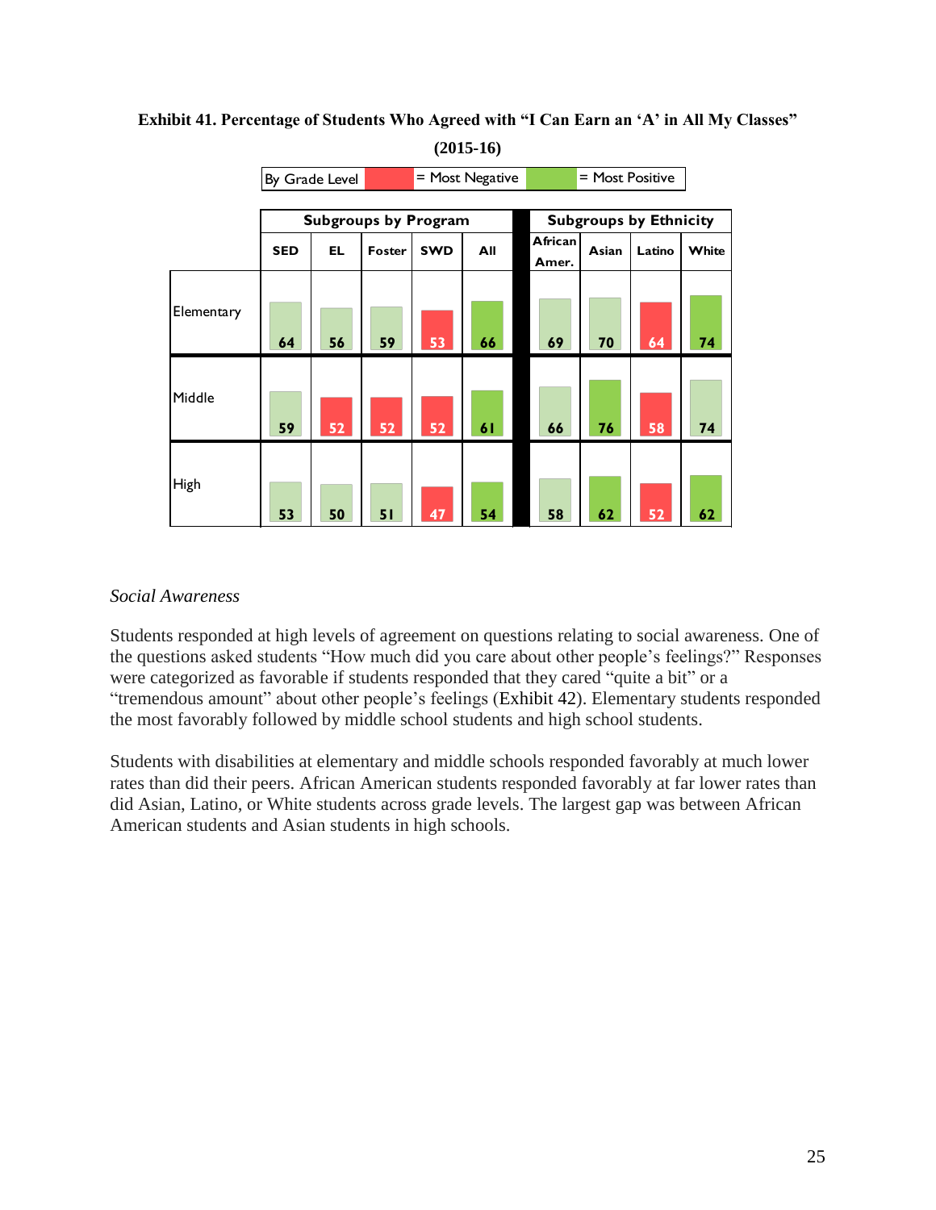**Exhibit 41. Percentage of Students Who Agreed with "I Can Earn an 'A' in All My Classes" (2015-16)**

By Grade Level | = Most Negative | = Most Positive

| | Subgroups by Program | | | | | Subgroups by Ethnicity | | | |
|---|---|---|---|---|---|---|---|---|---|
| | SED | EL | Foster | SWD | All | African Amer. | Asian | Latino | White |
| Elementary | 64 | 56 | 59 | 53 | 66 | 69 | 70 | 64 | 74 |
| Middle | 59 | 52 | 52 | 52 | 61 | 66 | 76 | 58 | 74 |
| High | 53 | 50 | 51 | 47 | 54 | 58 | 62 | 52 | 62 |

*Social Awareness*

Students responded at high levels of agreement on questions relating to social awareness. One of the questions asked students "How much did you care about other people's feelings?" Responses were categorized as favorable if students responded that they cared "quite a bit" or a "tremendous amount" about other people's feelings (Exhibit 42). Elementary students responded the most favorably followed by middle school students and high school students.

Students with disabilities at elementary and middle schools responded favorably at much lower rates than did their peers. African American students responded favorably at far lower rates than did Asian, Latino, or White students across grade levels. The largest gap was between African American students and Asian students in high schools.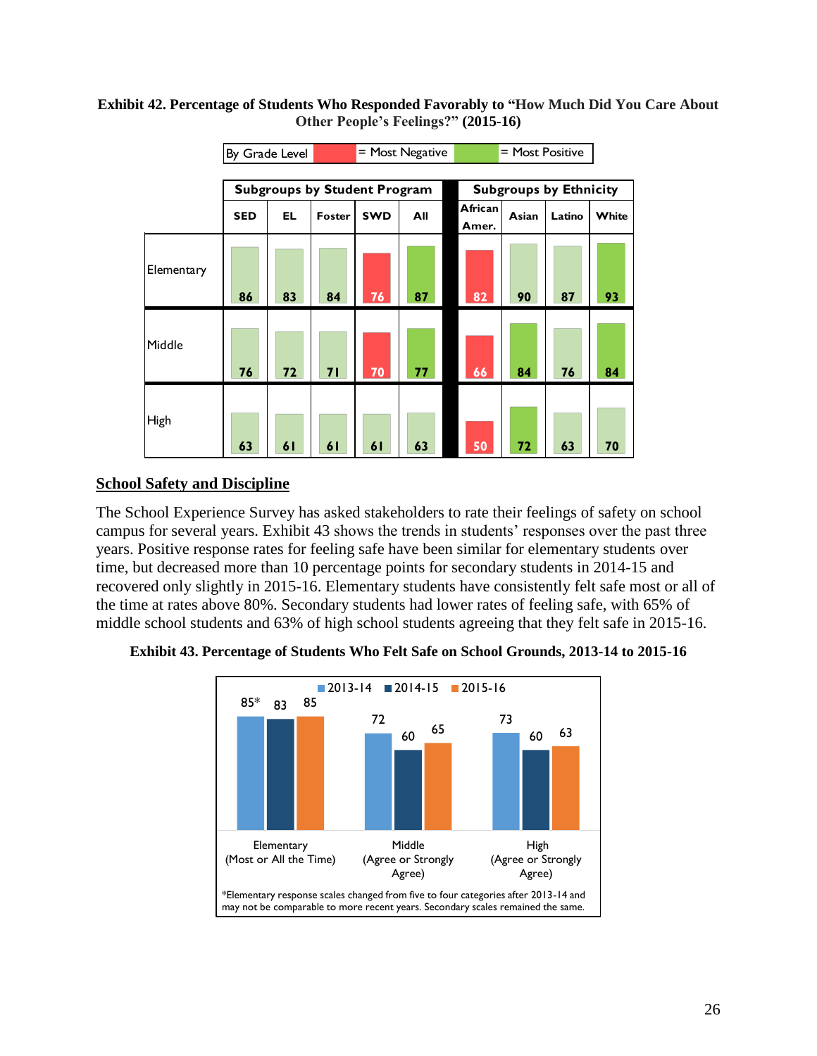**Exhibit 42. Percentage of Students Who Responded Favorably to "How Much Did You Care About Other People's Feelings?" (2015-16)**

By Grade Level: Red = Most Negative; Green = Most Positive

| | Subgroups by Student Program | | | | | Subgroups by Ethnicity | | | |
|---|---|---|---|---|---|---|---|---|---|
| | SED | EL | Foster | SWD | All | African Amer. | Asian | Latino | White |
| Elementary | 86 | 83 | 84 | 76 | 87 | 82 | 90 | 87 | 93 |
| Middle | 76 | 72 | 71 | 70 | 77 | 66 | 84 | 76 | 84 |
| High | 63 | 61 | 61 | 61 | 63 | 50 | 72 | 63 | 70 |

## School Safety and Discipline

The School Experience Survey has asked stakeholders to rate their feelings of safety on school campus for several years. Exhibit 43 shows the trends in students' responses over the past three years. Positive response rates for feeling safe have been similar for elementary students over time, but decreased more than 10 percentage points for secondary students in 2014-15 and recovered only slightly in 2015-16. Elementary students have consistently felt safe most or all of the time at rates above 80%. Secondary students had lower rates of feeling safe, with 65% of middle school students and 63% of high school students agreeing that they felt safe in 2015-16.

**Exhibit 43. Percentage of Students Who Felt Safe on School Grounds, 2013-14 to 2015-16**

| | 2013-14 | 2014-15 | 2015-16 |
|---|---|---|---|
| Elementary (Most or All the Time) | 85* | 83 | 85 |
| Middle (Agree or Strongly Agree) | 72 | 60 | 65 |
| High (Agree or Strongly Agree) | 73 | 60 | 63 |

*Elementary response scales changed from five to four categories after 2013-14 and may not be comparable to more recent years. Secondary scales remained the same.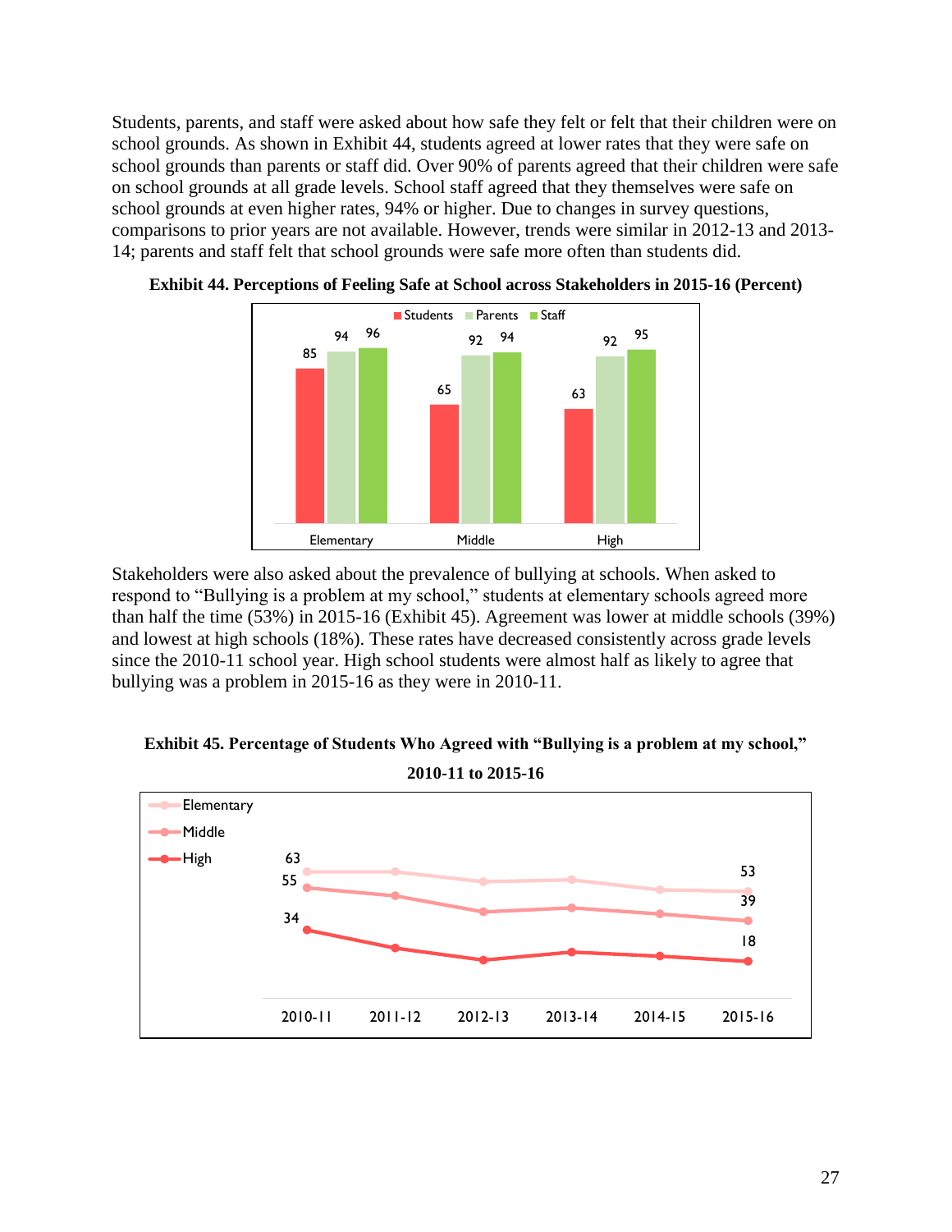Students, parents, and staff were asked about how safe they felt or felt that their children were on school grounds. As shown in Exhibit 44, students agreed at lower rates that they were safe on school grounds than parents or staff did. Over 90% of parents agreed that their children were safe on school grounds at all grade levels. School staff agreed that they themselves were safe on school grounds at even higher rates, 94% or higher. Due to changes in survey questions, comparisons to prior years are not available. However, trends were similar in 2012-13 and 2013-14; parents and staff felt that school grounds were safe more often than students did.

**Exhibit 44. Perceptions of Feeling Safe at School across Stakeholders in 2015-16 (Percent)**

| | Students | Parents | Staff |
|---|---|---|---|
| Elementary | 85 | 94 | 96 |
| Middle | 65 | 92 | 94 |
| High | 63 | 92 | 95 |

Stakeholders were also asked about the prevalence of bullying at schools. When asked to respond to "Bullying is a problem at my school," students at elementary schools agreed more than half the time (53%) in 2015-16 (Exhibit 45). Agreement was lower at middle schools (39%) and lowest at high schools (18%). These rates have decreased consistently across grade levels since the 2010-11 school year. High school students were almost half as likely to agree that bullying was a problem in 2015-16 as they were in 2010-11.

**Exhibit 45. Percentage of Students Who Agreed with "Bullying is a problem at my school," 2010-11 to 2015-16**

| | 2010-11 | 2011-12 | 2012-13 | 2013-14 | 2014-15 | 2015-16 |
|---|---|---|---|---|---|---|
| Elementary | 63 | | | | | 53 |
| Middle | 55 | | | | | 39 |
| High | 34 | | | | | 18 |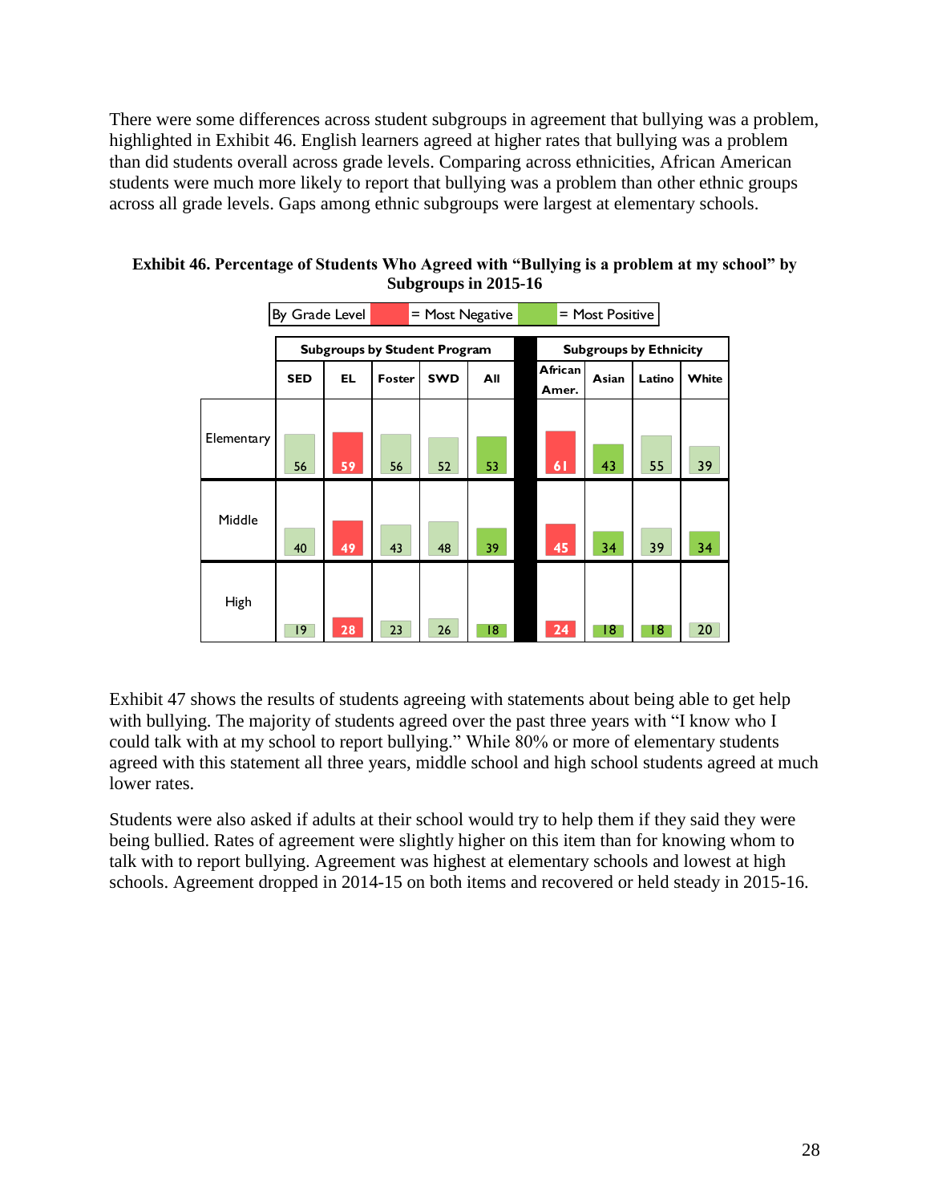There were some differences across student subgroups in agreement that bullying was a problem, highlighted in Exhibit 46. English learners agreed at higher rates that bullying was a problem than did students overall across grade levels. Comparing across ethnicities, African American students were much more likely to report that bullying was a problem than other ethnic groups across all grade levels. Gaps among ethnic subgroups were largest at elementary schools.

**Exhibit 46. Percentage of Students Who Agreed with "Bullying is a problem at my school" by Subgroups in 2015-16**

By Grade Level | Red = Most Negative | Green = Most Positive

| | Subgroups by Student Program | | | | | Subgroups by Ethnicity | | | |
|---|---|---|---|---|---|---|---|---|---|
| | SED | EL | Foster | SWD | All | African Amer. | Asian | Latino | White |
| Elementary | 56 | 59 | 56 | 52 | 53 | 61 | 43 | 55 | 39 |
| Middle | 40 | 49 | 43 | 48 | 39 | 45 | 34 | 39 | 34 |
| High | 19 | 28 | 23 | 26 | 18 | 24 | 18 | 18 | 20 |

Exhibit 47 shows the results of students agreeing with statements about being able to get help with bullying. The majority of students agreed over the past three years with "I know who I could talk with at my school to report bullying." While 80% or more of elementary students agreed with this statement all three years, middle school and high school students agreed at much lower rates.

Students were also asked if adults at their school would try to help them if they said they were being bullied. Rates of agreement were slightly higher on this item than for knowing whom to talk with to report bullying. Agreement was highest at elementary schools and lowest at high schools. Agreement dropped in 2014-15 on both items and recovered or held steady in 2015-16.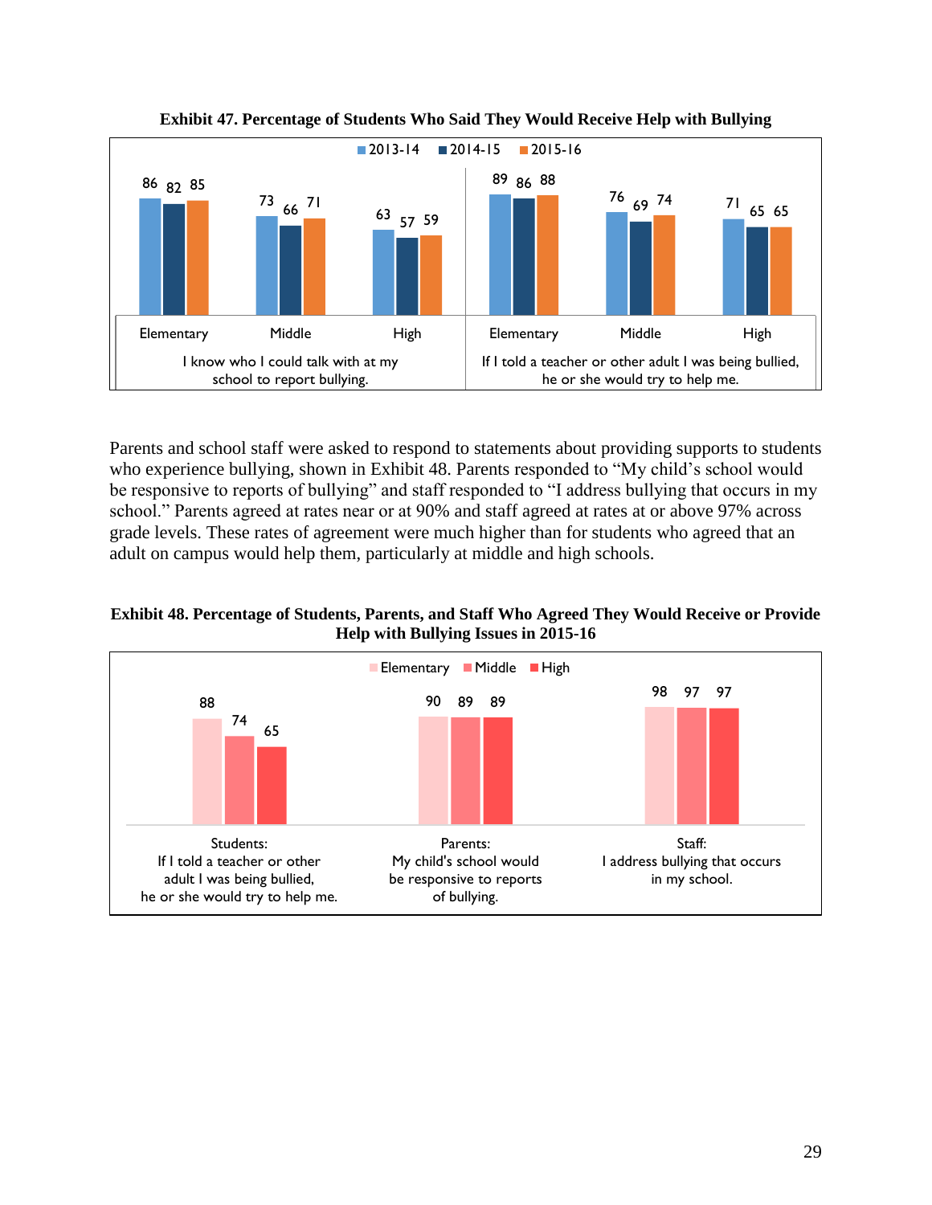**Exhibit 47. Percentage of Students Who Said They Would Receive Help with Bullying**

| Statement | Level | 2013-14 | 2014-15 | 2015-16 |
| --- | --- | --- | --- | --- |
| I know who I could talk with at my school to report bullying. | Elementary | 86 | 82 | 85 |
| | Middle | 73 | 66 | 71 |
| | High | 63 | 57 | 59 |
| If I told a teacher or other adult I was being bullied, he or she would try to help me. | Elementary | 89 | 86 | 88 |
| | Middle | 76 | 69 | 74 |
| | High | 71 | 65 | 65 |

Parents and school staff were asked to respond to statements about providing supports to students who experience bullying, shown in Exhibit 48. Parents responded to "My child's school would be responsive to reports of bullying" and staff responded to "I address bullying that occurs in my school." Parents agreed at rates near or at 90% and staff agreed at rates at or above 97% across grade levels. These rates of agreement were much higher than for students who agreed that an adult on campus would help them, particularly at middle and high schools.

**Exhibit 48. Percentage of Students, Parents, and Staff Who Agreed They Would Receive or Provide Help with Bullying Issues in 2015-16**

| Respondent / Statement | Elementary | Middle | High |
| --- | --- | --- | --- |
| Students: If I told a teacher or other adult I was being bullied, he or she would try to help me. | 88 | 74 | 65 |
| Parents: My child's school would be responsive to reports of bullying. | 90 | 89 | 89 |
| Staff: I address bullying that occurs in my school. | 98 | 97 | 97 |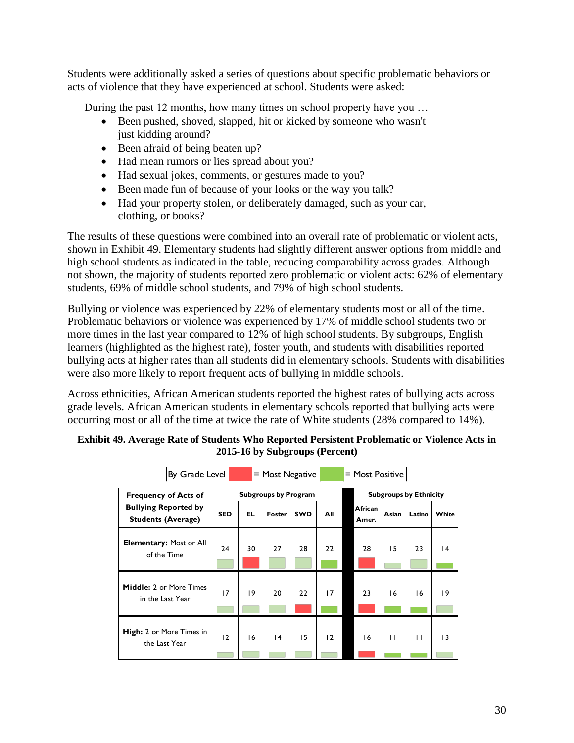Students were additionally asked a series of questions about specific problematic behaviors or acts of violence that they have experienced at school. Students were asked:

During the past 12 months, how many times on school property have you …

- Been pushed, shoved, slapped, hit or kicked by someone who wasn't just kidding around?
- Been afraid of being beaten up?
- Had mean rumors or lies spread about you?
- Had sexual jokes, comments, or gestures made to you?
- Been made fun of because of your looks or the way you talk?
- Had your property stolen, or deliberately damaged, such as your car, clothing, or books?

The results of these questions were combined into an overall rate of problematic or violent acts, shown in Exhibit 49. Elementary students had slightly different answer options from middle and high school students as indicated in the table, reducing comparability across grades. Although not shown, the majority of students reported zero problematic or violent acts: 62% of elementary students, 69% of middle school students, and 79% of high school students.

Bullying or violence was experienced by 22% of elementary students most or all of the time. Problematic behaviors or violence was experienced by 17% of middle school students two or more times in the last year compared to 12% of high school students. By subgroups, English learners (highlighted as the highest rate), foster youth, and students with disabilities reported bullying acts at higher rates than all students did in elementary schools. Students with disabilities were also more likely to report frequent acts of bullying in middle schools.

Across ethnicities, African American students reported the highest rates of bullying acts across grade levels. African American students in elementary schools reported bullying acts were occurring most or all of the time at twice the rate of White students (28% compared to 14%).

**Exhibit 49. Average Rate of Students Who Reported Persistent Problematic or Violence Acts in 2015-16 by Subgroups (Percent)**

By Grade Level: Red = Most Negative; Green = Most Positive

| Frequency of Acts of Bullying Reported by Students (Average) | Subgroups by Program | | | | | Subgroups by Ethnicity | | | |
|---|---|---|---|---|---|---|---|---|---|
| | SED | EL | Foster | SWD | All | African Amer. | Asian | Latino | White |
| **Elementary:** Most or All of the Time | 24 | 30 | 27 | 28 | 22 | 28 | 15 | 23 | 14 |
| **Middle:** 2 or More Times in the Last Year | 17 | 19 | 20 | 22 | 17 | 23 | 16 | 16 | 19 |
| **High:** 2 or More Times in the Last Year | 12 | 16 | 14 | 15 | 12 | 16 | 11 | 11 | 13 |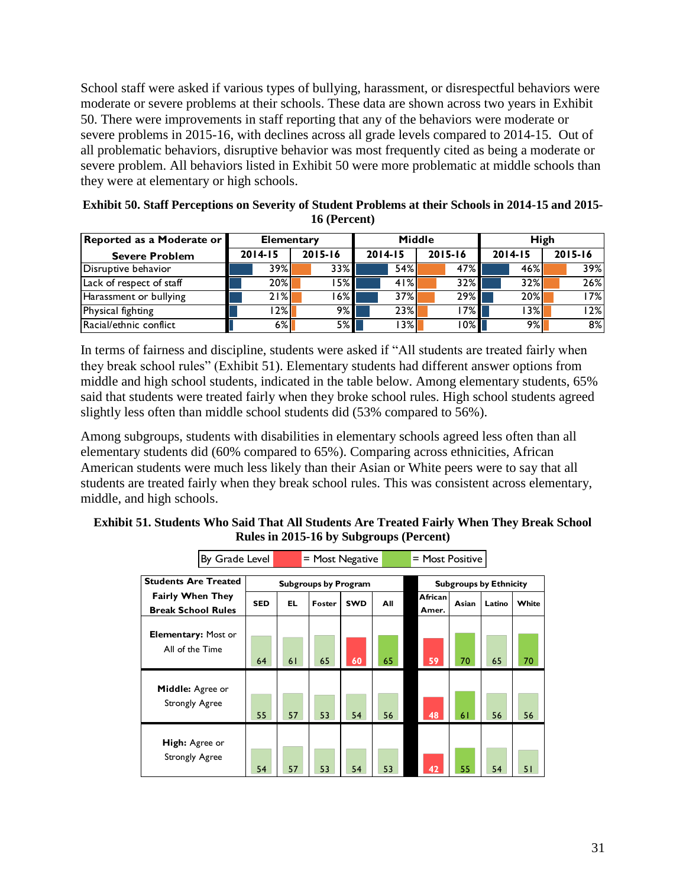School staff were asked if various types of bullying, harassment, or disrespectful behaviors were moderate or severe problems at their schools. These data are shown across two years in Exhibit 50. There were improvements in staff reporting that any of the behaviors were moderate or severe problems in 2015-16, with declines across all grade levels compared to 2014-15. Out of all problematic behaviors, disruptive behavior was most frequently cited as being a moderate or severe problem. All behaviors listed in Exhibit 50 were more problematic at middle schools than they were at elementary or high schools.

**Exhibit 50. Staff Perceptions on Severity of Student Problems at their Schools in 2014-15 and 2015-16 (Percent)**

| Reported as a Moderate or Severe Problem | Elementary | | Middle | | High | |
|---|---|---|---|---|---|---|
| | 2014-15 | 2015-16 | 2014-15 | 2015-16 | 2014-15 | 2015-16 |
| Disruptive behavior | 39% | 33% | 54% | 47% | 46% | 39% |
| Lack of respect of staff | 20% | 15% | 41% | 32% | 32% | 26% |
| Harassment or bullying | 21% | 16% | 37% | 29% | 20% | 17% |
| Physical fighting | 12% | 9% | 23% | 17% | 13% | 12% |
| Racial/ethnic conflict | 6% | 5% | 13% | 10% | 9% | 8% |

In terms of fairness and discipline, students were asked if "All students are treated fairly when they break school rules" (Exhibit 51). Elementary students had different answer options from middle and high school students, indicated in the table below. Among elementary students, 65% said that students were treated fairly when they broke school rules. High school students agreed slightly less often than middle school students did (53% compared to 56%).

Among subgroups, students with disabilities in elementary schools agreed less often than all elementary students did (60% compared to 65%). Comparing across ethnicities, African American students were much less likely than their Asian or White peers were to say that all students are treated fairly when they break school rules. This was consistent across elementary, middle, and high schools.

**Exhibit 51. Students Who Said That All Students Are Treated Fairly When They Break School Rules in 2015-16 by Subgroups (Percent)**

By Grade Level | = Most Negative | = Most Positive

| Students Are Treated Fairly When They Break School Rules | Subgroups by Program | | | | | Subgroups by Ethnicity | | | |
|---|---|---|---|---|---|---|---|---|---|
| | SED | EL | Foster | SWD | All | African Amer. | Asian | Latino | White |
| **Elementary:** Most or All of the Time | 64 | 61 | 65 | 60 | 65 | 59 | 70 | 65 | 70 |
| **Middle:** Agree or Strongly Agree | 55 | 57 | 53 | 54 | 56 | 48 | 61 | 56 | 56 |
| **High:** Agree or Strongly Agree | 54 | 57 | 53 | 54 | 53 | 42 | 55 | 54 | 51 |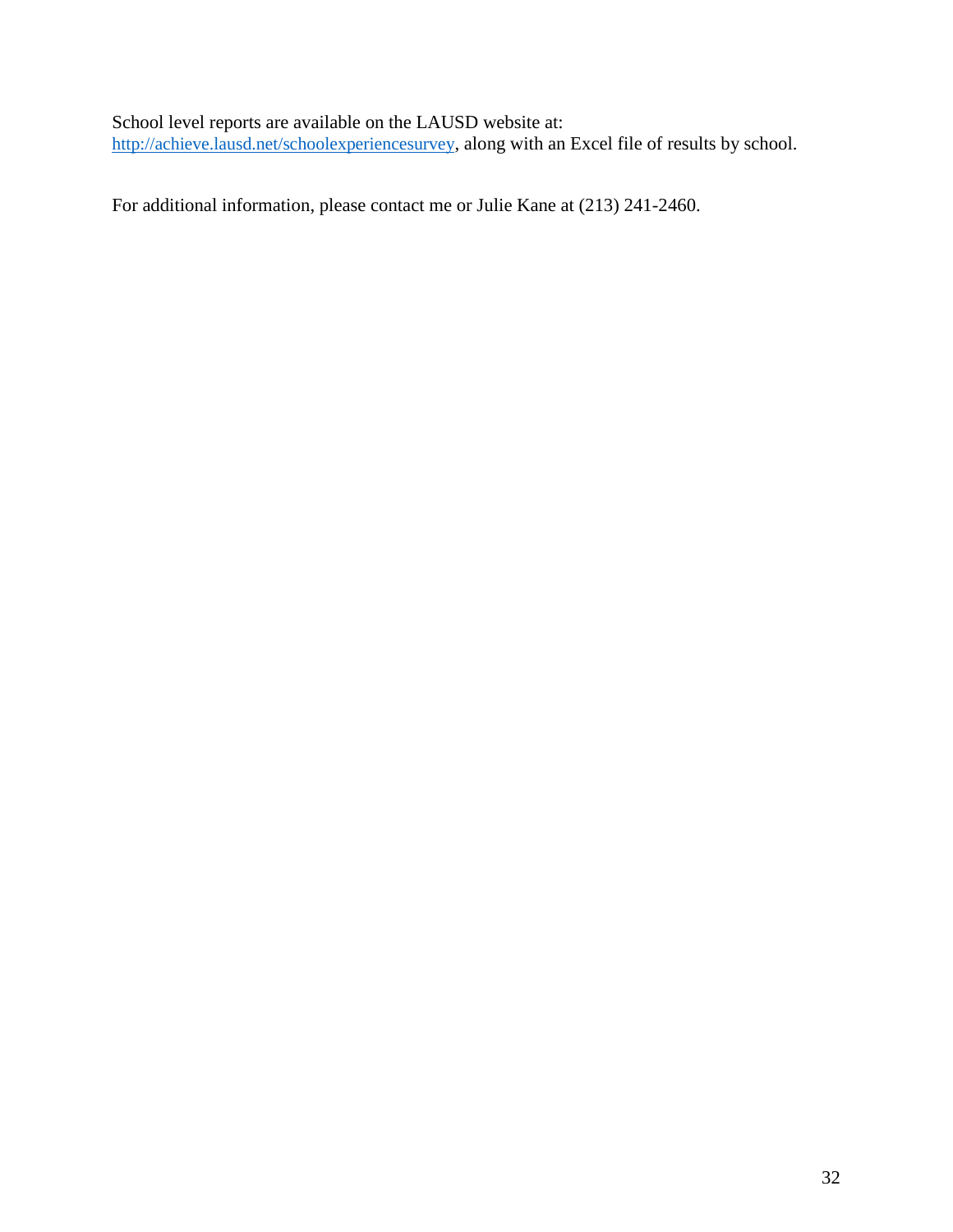School level reports are available on the LAUSD website at: [http://achieve.lausd.net/schoolexperiencesurvey](http://achieve.lausd.net/schoolexperiencesurvey), along with an Excel file of results by school.

For additional information, please contact me or Julie Kane at (213) 241-2460.